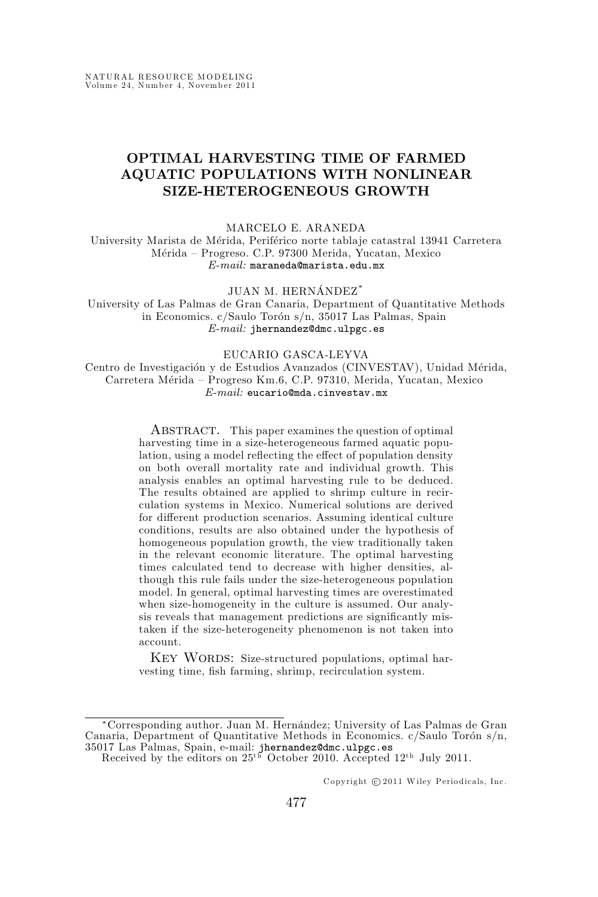# OPTIMAL HARVESTING TIME OF FARMED AQUATIC POPULATIONS WITH NONLINEAR SIZE-HETEROGENEOUS GROWTH

MARCELO E. ARANEDA
University Marista de Mérida, Periférico norte tablaje catastral 13941 Carretera Mérida – Progreso. C.P. 97300 Merida, Yucatan, Mexico
*E-mail:* maraneda@marista.edu.mx

JUAN M. HERNÁNDEZ*
University of Las Palmas de Gran Canaria, Department of Quantitative Methods in Economics. c/Saulo Torón s/n, 35017 Las Palmas, Spain
*E-mail:* jhernandez@dmc.ulpgc.es

EUCARIO GASCA-LEYVA
Centro de Investigación y de Estudios Avanzados (CINVESTAV), Unidad Mérida, Carretera Mérida – Progreso Km.6, C.P. 97310, Merida, Yucatan, Mexico
*E-mail:* eucario@mda.cinvestav.mx

ABSTRACT. This paper examines the question of optimal harvesting time in a size-heterogeneous farmed aquatic population, using a model reflecting the effect of population density on both overall mortality rate and individual growth. This analysis enables an optimal harvesting rule to be deduced. The results obtained are applied to shrimp culture in recirculation systems in Mexico. Numerical solutions are derived for different production scenarios. Assuming identical culture conditions, results are also obtained under the hypothesis of homogeneous population growth, the view traditionally taken in the relevant economic literature. The optimal harvesting times calculated tend to decrease with higher densities, although this rule fails under the size-heterogeneous population model. In general, optimal harvesting times are overestimated when size-homogeneity in the culture is assumed. Our analysis reveals that management predictions are significantly mistaken if the size-heterogeneity phenomenon is not taken into account.

KEY WORDS: Size-structured populations, optimal harvesting time, fish farming, shrimp, recirculation system.

---

*Corresponding author. Juan M. Hernández; University of Las Palmas de Gran Canaria, Department of Quantitative Methods in Economics. c/Saulo Torón s/n, 35017 Las Palmas, Spain, e-mail: jhernandez@dmc.ulpgc.es

Received by the editors on 25th October 2010. Accepted 12th July 2011.

Copyright © 2011 Wiley Periodicals, Inc.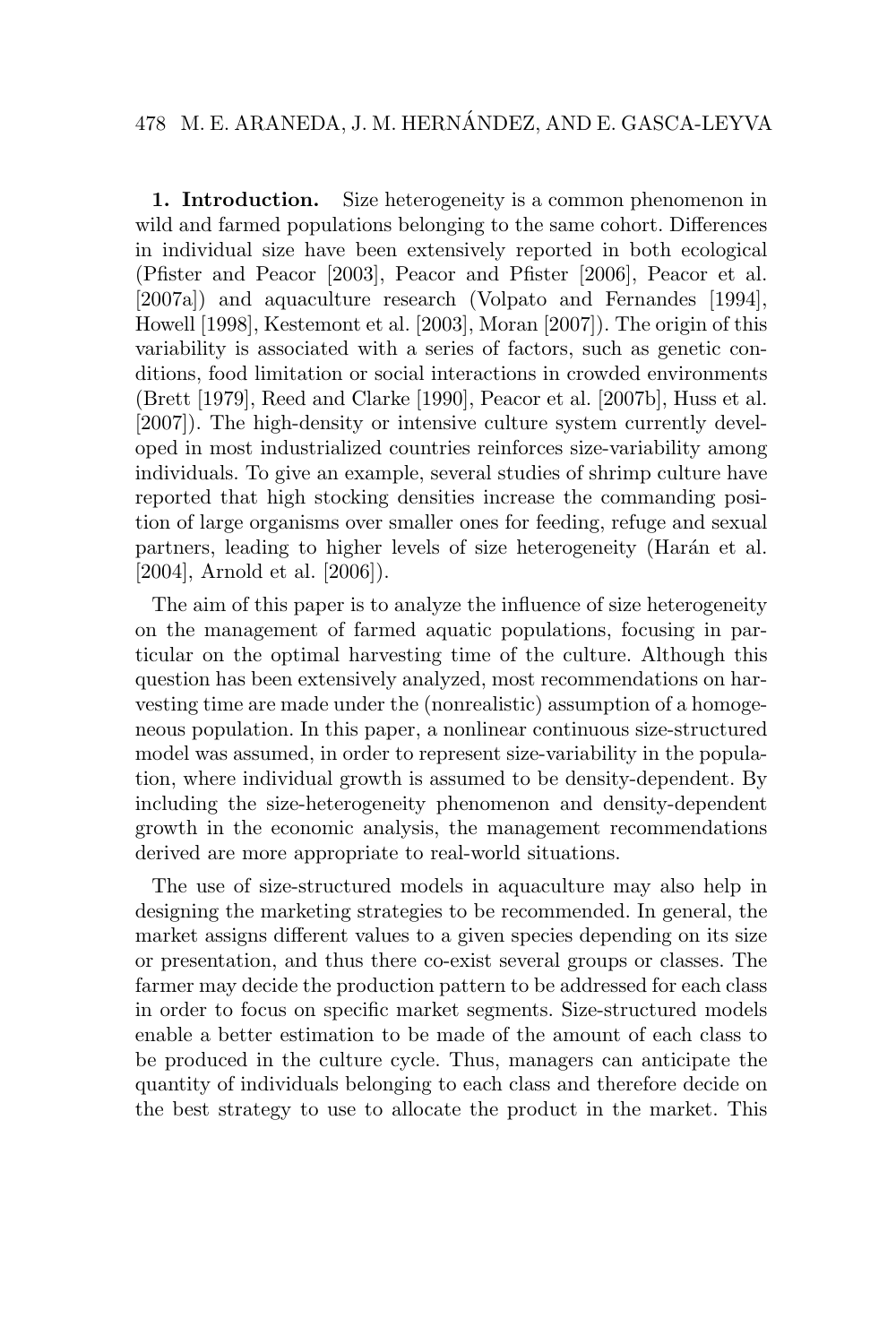## 1. Introduction.

Size heterogeneity is a common phenomenon in wild and farmed populations belonging to the same cohort. Differences in individual size have been extensively reported in both ecological (Pfister and Peacor [2003], Peacor and Pfister [2006], Peacor et al. [2007a]) and aquaculture research (Volpato and Fernandes [1994], Howell [1998], Kestemont et al. [2003], Moran [2007]). The origin of this variability is associated with a series of factors, such as genetic conditions, food limitation or social interactions in crowded environments (Brett [1979], Reed and Clarke [1990], Peacor et al. [2007b], Huss et al. [2007]). The high-density or intensive culture system currently developed in most industrialized countries reinforces size-variability among individuals. To give an example, several studies of shrimp culture have reported that high stocking densities increase the commanding position of large organisms over smaller ones for feeding, refuge and sexual partners, leading to higher levels of size heterogeneity (Harán et al. [2004], Arnold et al. [2006]).

The aim of this paper is to analyze the influence of size heterogeneity on the management of farmed aquatic populations, focusing in particular on the optimal harvesting time of the culture. Although this question has been extensively analyzed, most recommendations on harvesting time are made under the (nonrealistic) assumption of a homogeneous population. In this paper, a nonlinear continuous size-structured model was assumed, in order to represent size-variability in the population, where individual growth is assumed to be density-dependent. By including the size-heterogeneity phenomenon and density-dependent growth in the economic analysis, the management recommendations derived are more appropriate to real-world situations.

The use of size-structured models in aquaculture may also help in designing the marketing strategies to be recommended. In general, the market assigns different values to a given species depending on its size or presentation, and thus there co-exist several groups or classes. The farmer may decide the production pattern to be addressed for each class in order to focus on specific market segments. Size-structured models enable a better estimation to be made of the amount of each class to be produced in the culture cycle. Thus, managers can anticipate the quantity of individuals belonging to each class and therefore decide on the best strategy to use to allocate the product in the market. This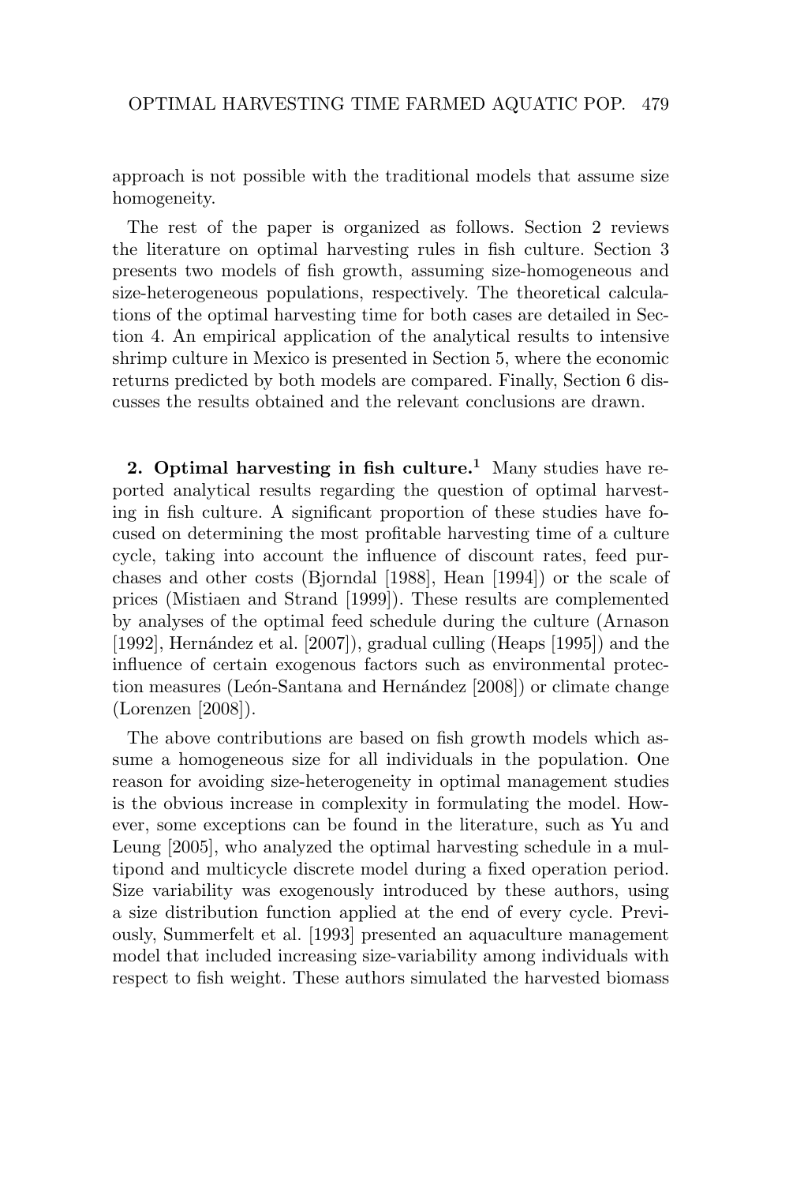approach is not possible with the traditional models that assume size homogeneity.

The rest of the paper is organized as follows. Section 2 reviews the literature on optimal harvesting rules in fish culture. Section 3 presents two models of fish growth, assuming size-homogeneous and size-heterogeneous populations, respectively. The theoretical calculations of the optimal harvesting time for both cases are detailed in Section 4. An empirical application of the analytical results to intensive shrimp culture in Mexico is presented in Section 5, where the economic returns predicted by both models are compared. Finally, Section 6 discusses the results obtained and the relevant conclusions are drawn.

## 2. Optimal harvesting in fish culture.[1]

Many studies have reported analytical results regarding the question of optimal harvesting in fish culture. A significant proportion of these studies have focused on determining the most profitable harvesting time of a culture cycle, taking into account the influence of discount rates, feed purchases and other costs (Bjorndal [1988], Hean [1994]) or the scale of prices (Mistiaen and Strand [1999]). These results are complemented by analyses of the optimal feed schedule during the culture (Arnason [1992], Hernández et al. [2007]), gradual culling (Heaps [1995]) and the influence of certain exogenous factors such as environmental protection measures (León-Santana and Hernández [2008]) or climate change (Lorenzen [2008]).

The above contributions are based on fish growth models which assume a homogeneous size for all individuals in the population. One reason for avoiding size-heterogeneity in optimal management studies is the obvious increase in complexity in formulating the model. However, some exceptions can be found in the literature, such as Yu and Leung [2005], who analyzed the optimal harvesting schedule in a multipond and multicycle discrete model during a fixed operation period. Size variability was exogenously introduced by these authors, using a size distribution function applied at the end of every cycle. Previously, Summerfelt et al. [1993] presented an aquaculture management model that included increasing size-variability among individuals with respect to fish weight. These authors simulated the harvested biomass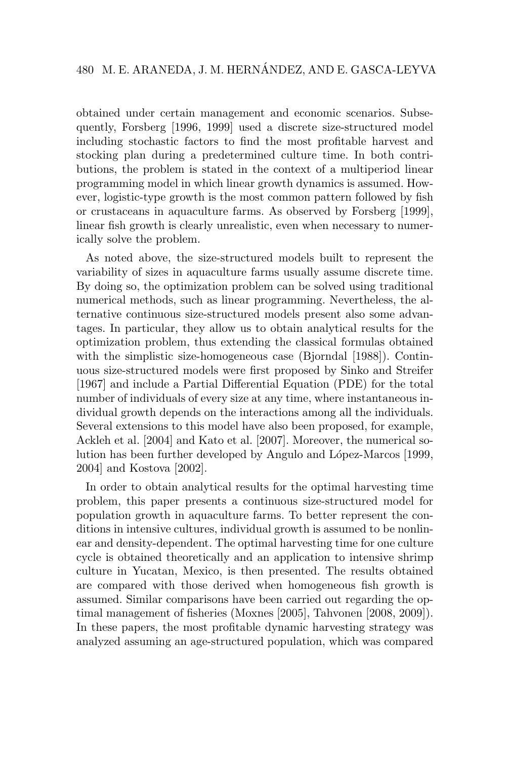obtained under certain management and economic scenarios. Subsequently, Forsberg [1996, 1999] used a discrete size-structured model including stochastic factors to find the most profitable harvest and stocking plan during a predetermined culture time. In both contributions, the problem is stated in the context of a multiperiod linear programming model in which linear growth dynamics is assumed. However, logistic-type growth is the most common pattern followed by fish or crustaceans in aquaculture farms. As observed by Forsberg [1999], linear fish growth is clearly unrealistic, even when necessary to numerically solve the problem.

As noted above, the size-structured models built to represent the variability of sizes in aquaculture farms usually assume discrete time. By doing so, the optimization problem can be solved using traditional numerical methods, such as linear programming. Nevertheless, the alternative continuous size-structured models present also some advantages. In particular, they allow us to obtain analytical results for the optimization problem, thus extending the classical formulas obtained with the simplistic size-homogeneous case (Bjorndal [1988]). Continuous size-structured models were first proposed by Sinko and Streifer [1967] and include a Partial Differential Equation (PDE) for the total number of individuals of every size at any time, where instantaneous individual growth depends on the interactions among all the individuals. Several extensions to this model have also been proposed, for example, Ackleh et al. [2004] and Kato et al. [2007]. Moreover, the numerical solution has been further developed by Angulo and López-Marcos [1999, 2004] and Kostova [2002].

In order to obtain analytical results for the optimal harvesting time problem, this paper presents a continuous size-structured model for population growth in aquaculture farms. To better represent the conditions in intensive cultures, individual growth is assumed to be nonlinear and density-dependent. The optimal harvesting time for one culture cycle is obtained theoretically and an application to intensive shrimp culture in Yucatan, Mexico, is then presented. The results obtained are compared with those derived when homogeneous fish growth is assumed. Similar comparisons have been carried out regarding the optimal management of fisheries (Moxnes [2005], Tahvonen [2008, 2009]). In these papers, the most profitable dynamic harvesting strategy was analyzed assuming an age-structured population, which was compared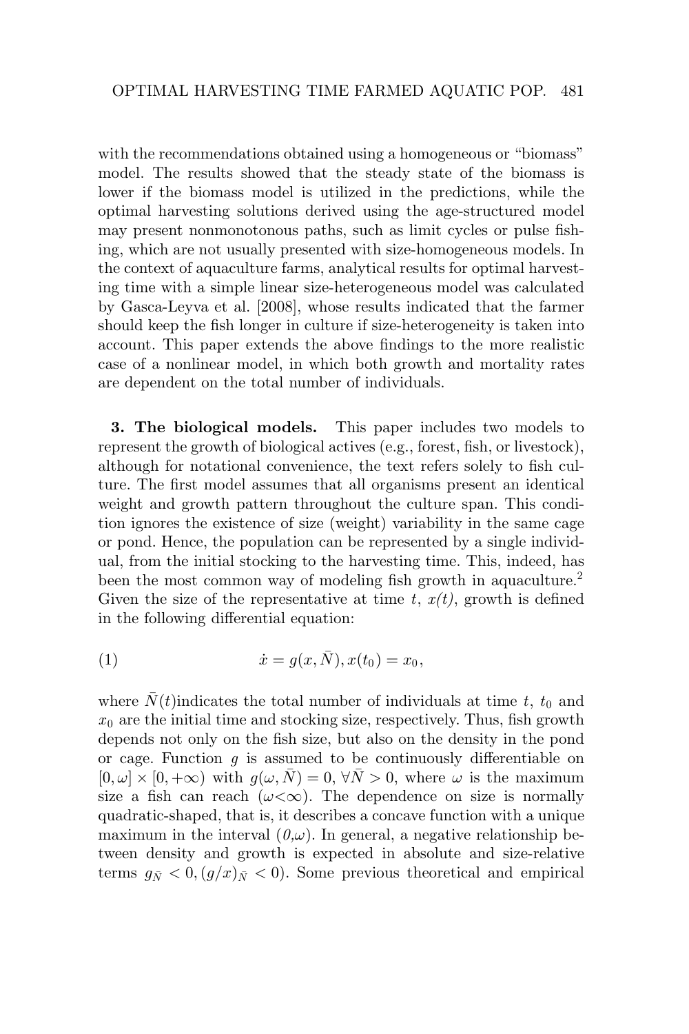with the recommendations obtained using a homogeneous or "biomass" model. The results showed that the steady state of the biomass is lower if the biomass model is utilized in the predictions, while the optimal harvesting solutions derived using the age-structured model may present nonmonotonous paths, such as limit cycles or pulse fishing, which are not usually presented with size-homogeneous models. In the context of aquaculture farms, analytical results for optimal harvesting time with a simple linear size-heterogeneous model was calculated by Gasca-Leyva et al. [2008], whose results indicated that the farmer should keep the fish longer in culture if size-heterogeneity is taken into account. This paper extends the above findings to the more realistic case of a nonlinear model, in which both growth and mortality rates are dependent on the total number of individuals.

**3. The biological models.** This paper includes two models to represent the growth of biological actives (e.g., forest, fish, or livestock), although for notational convenience, the text refers solely to fish culture. The first model assumes that all organisms present an identical weight and growth pattern throughout the culture span. This condition ignores the existence of size (weight) variability in the same cage or pond. Hence, the population can be represented by a single individual, from the initial stocking to the harvesting time. This, indeed, has been the most common way of modeling fish growth in aquaculture.[2] Given the size of the representative at time $t$, $x(t)$, growth is defined in the following differential equation:

$$\dot{x} = g(x, \bar{N}), x(t_0) = x_0, \tag{1}$$

where $\bar{N}(t)$indicates the total number of individuals at time $t$, $t_0$ and $x_0$ are the initial time and stocking size, respectively. Thus, fish growth depends not only on the fish size, but also on the density in the pond or cage. Function $g$ is assumed to be continuously differentiable on $[0, \omega] \times [0, +\infty)$ with $g(\omega, \bar{N}) = 0$, $\forall \bar{N} > 0$, where $\omega$ is the maximum size a fish can reach ($\omega<\infty$). The dependence on size is normally quadratic-shaped, that is, it describes a concave function with a unique maximum in the interval $(0,\omega)$. In general, a negative relationship between density and growth is expected in absolute and size-relative terms $g_{\bar{N}} < 0, (g/x)_{\bar{N}} < 0$). Some previous theoretical and empirical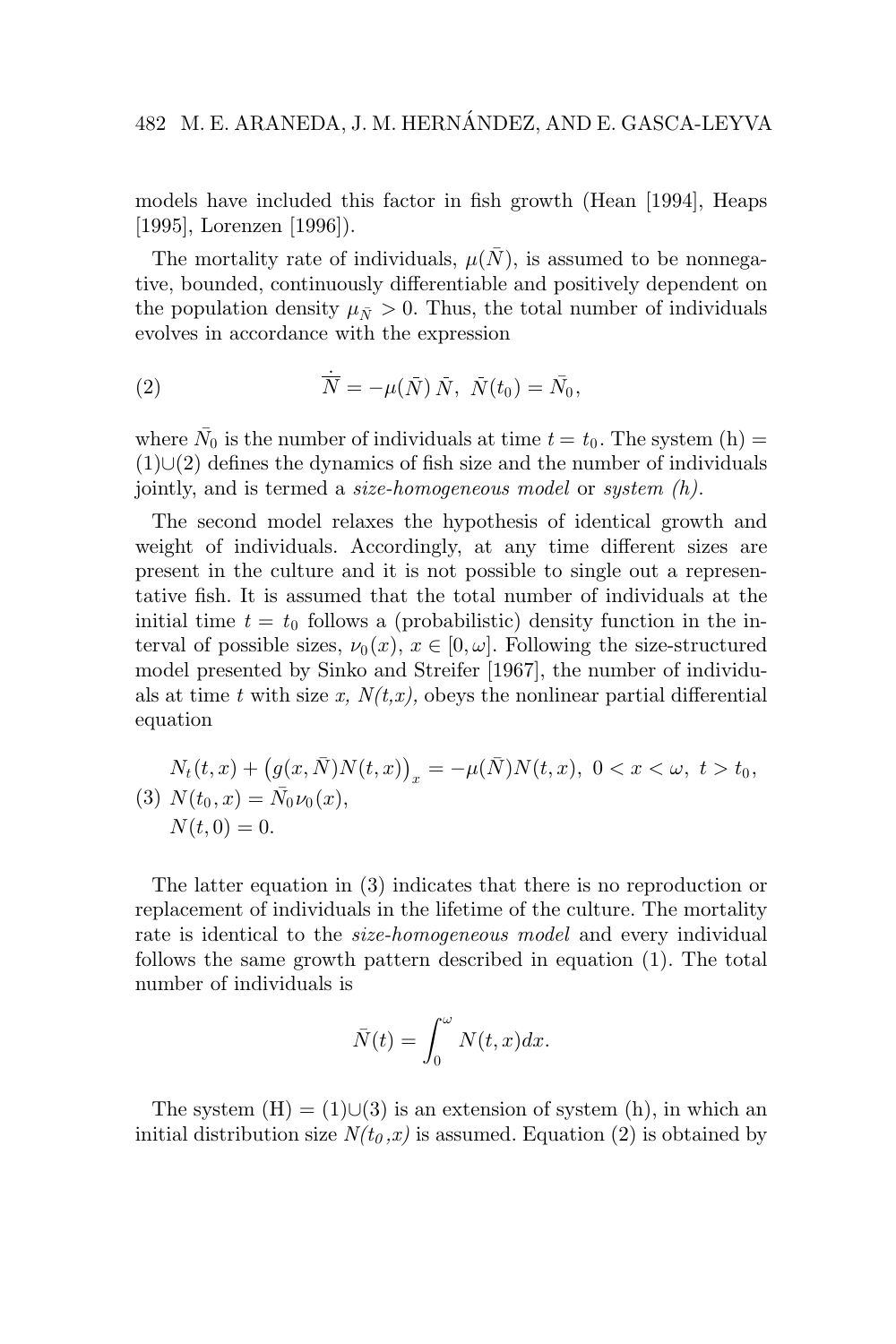models have included this factor in fish growth (Hean [1994], Heaps [1995], Lorenzen [1996]).

The mortality rate of individuals, $\mu(\bar{N})$, is assumed to be nonnegative, bounded, continuously differentiable and positively dependent on the population density $\mu_{\bar{N}} > 0$. Thus, the total number of individuals evolves in accordance with the expression

$$\dot{\bar{N}} = -\mu(\bar{N})\,\bar{N}, \;\; \bar{N}(t_0) = \bar{N}_0, \tag{2}$$

where $\bar{N}_0$ is the number of individuals at time $t = t_0$. The system (h) = (1)∪(2) defines the dynamics of fish size and the number of individuals jointly, and is termed a *size-homogeneous model* or *system (h)*.

The second model relaxes the hypothesis of identical growth and weight of individuals. Accordingly, at any time different sizes are present in the culture and it is not possible to single out a representative fish. It is assumed that the total number of individuals at the initial time $t = t_0$ follows a (probabilistic) density function in the interval of possible sizes, $\nu_0(x)$, $x \in [0, \omega]$. Following the size-structured model presented by Sinko and Streifer [1967], the number of individuals at time $t$ with size $x$, $N(t,x)$, obeys the nonlinear partial differential equation

$$\begin{aligned} &N_t(t,x) + \big(g(x,\bar{N})N(t,x)\big)_x = -\mu(\bar{N})N(t,x), \;\; 0 < x < \omega, \;\; t > t_0, \\ &N(t_0,x) = \bar{N}_0\nu_0(x), \\ &N(t,0) = 0. \end{aligned} \tag{3}$$

The latter equation in (3) indicates that there is no reproduction or replacement of individuals in the lifetime of the culture. The mortality rate is identical to the *size-homogeneous model* and every individual follows the same growth pattern described in equation (1). The total number of individuals is

$$\bar{N}(t) = \int_0^\omega N(t,x)dx.$$

The system (H) = (1)∪(3) is an extension of system (h), in which an initial distribution size $N(t_0,x)$ is assumed. Equation (2) is obtained by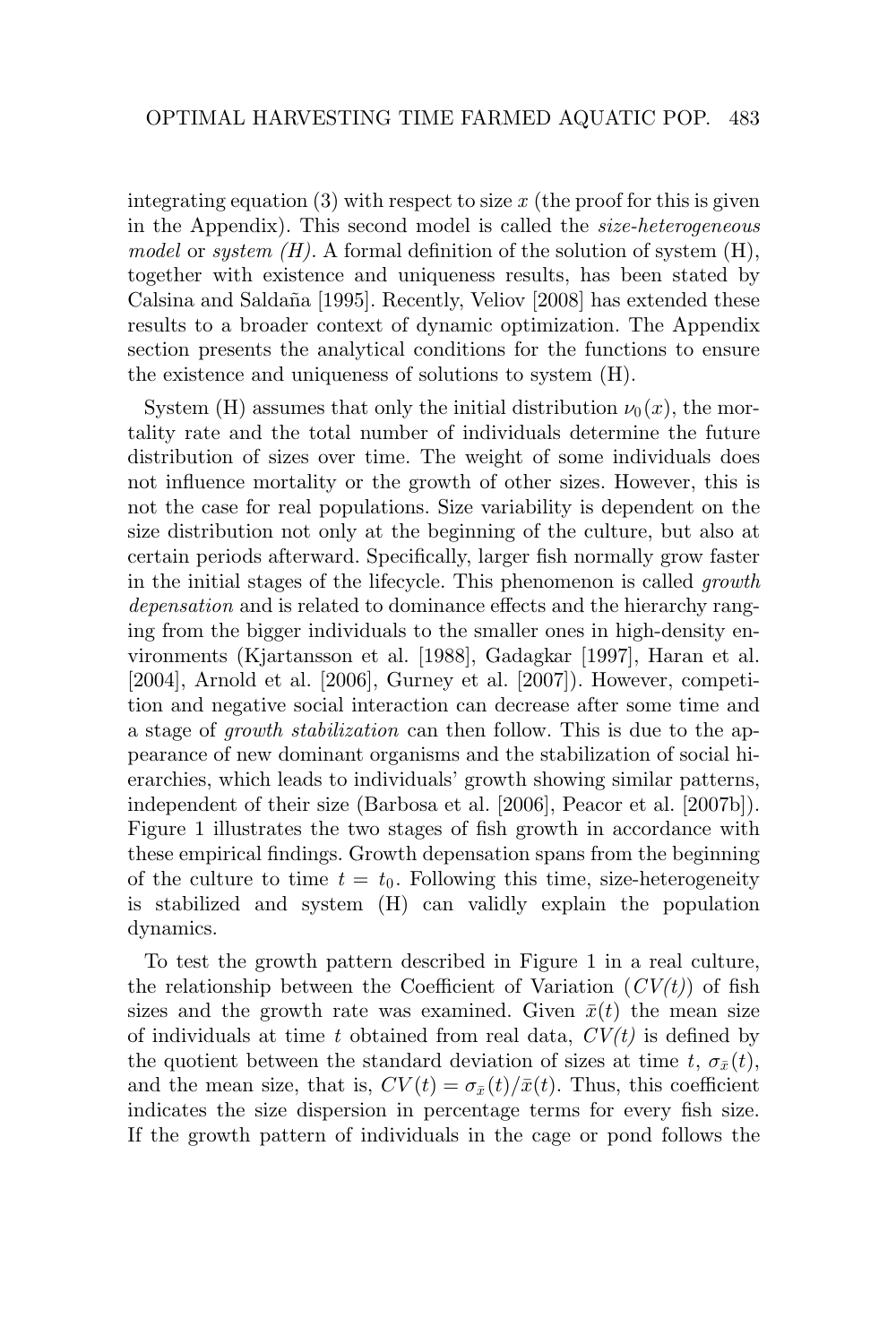integrating equation (3) with respect to size $x$ (the proof for this is given in the Appendix). This second model is called the *size-heterogeneous model* or *system (H)*. A formal definition of the solution of system (H), together with existence and uniqueness results, has been stated by Calsina and Saldaña [1995]. Recently, Veliov [2008] has extended these results to a broader context of dynamic optimization. The Appendix section presents the analytical conditions for the functions to ensure the existence and uniqueness of solutions to system (H).

System (H) assumes that only the initial distribution $\nu_0(x)$, the mortality rate and the total number of individuals determine the future distribution of sizes over time. The weight of some individuals does not influence mortality or the growth of other sizes. However, this is not the case for real populations. Size variability is dependent on the size distribution not only at the beginning of the culture, but also at certain periods afterward. Specifically, larger fish normally grow faster in the initial stages of the lifecycle. This phenomenon is called *growth depensation* and is related to dominance effects and the hierarchy ranging from the bigger individuals to the smaller ones in high-density environments (Kjartansson et al. [1988], Gadagkar [1997], Haran et al. [2004], Arnold et al. [2006], Gurney et al. [2007]). However, competition and negative social interaction can decrease after some time and a stage of *growth stabilization* can then follow. This is due to the appearance of new dominant organisms and the stabilization of social hierarchies, which leads to individuals' growth showing similar patterns, independent of their size (Barbosa et al. [2006], Peacor et al. [2007b]). Figure 1 illustrates the two stages of fish growth in accordance with these empirical findings. Growth depensation spans from the beginning of the culture to time $t = t_0$. Following this time, size-heterogeneity is stabilized and system (H) can validly explain the population dynamics.

To test the growth pattern described in Figure 1 in a real culture, the relationship between the Coefficient of Variation (*CV(t)*) of fish sizes and the growth rate was examined. Given $\bar{x}(t)$ the mean size of individuals at time $t$ obtained from real data, *CV(t)* is defined by the quotient between the standard deviation of sizes at time $t$, $\sigma_{\bar{x}}(t)$, and the mean size, that is, $CV(t) = \sigma_{\bar{x}}(t)/\bar{x}(t)$. Thus, this coefficient indicates the size dispersion in percentage terms for every fish size. If the growth pattern of individuals in the cage or pond follows the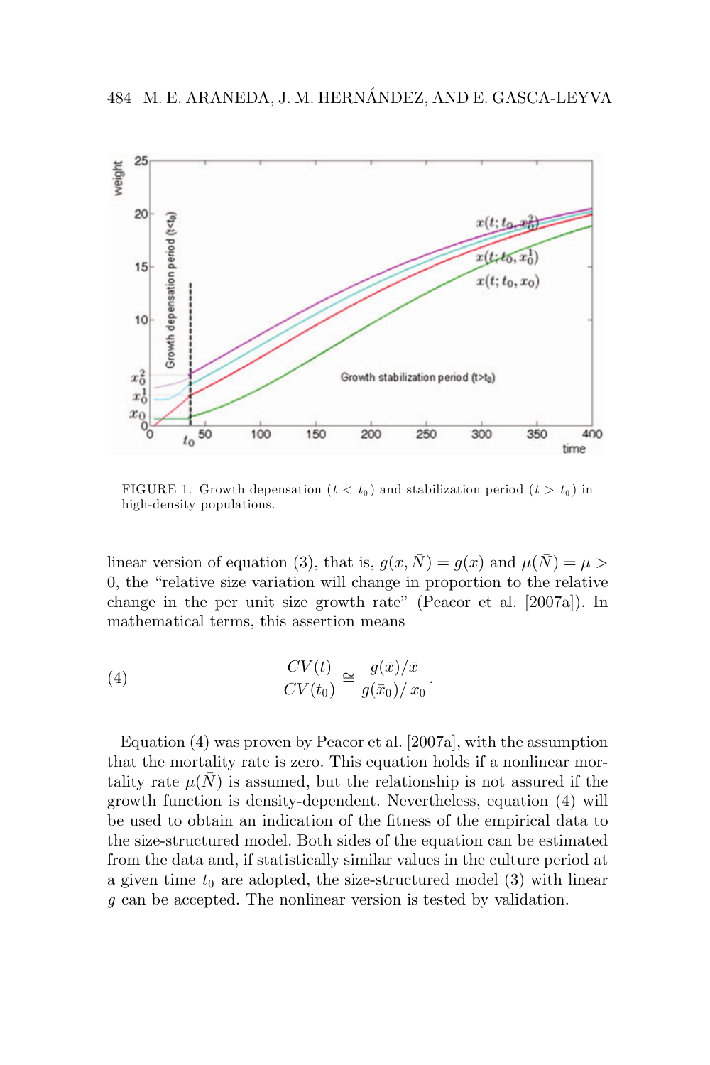FIGURE 1. Growth depensation ($t < t_0$) and stabilization period ($t > t_0$) in high-density populations.

linear version of equation (3), that is, $g(x, \bar{N}) = g(x)$ and $\mu(\bar{N}) = \mu > 0$, the "relative size variation will change in proportion to the relative change in the per unit size growth rate" (Peacor et al. [2007a]). In mathematical terms, this assertion means

$$\frac{CV(t)}{CV(t_0)} \cong \frac{g(\bar{x})/\bar{x}}{g(\bar{x}_0)/\bar{x_0}}. \tag{4}$$

Equation (4) was proven by Peacor et al. [2007a], with the assumption that the mortality rate is zero. This equation holds if a nonlinear mortality rate $\mu(\bar{N})$ is assumed, but the relationship is not assured if the growth function is density-dependent. Nevertheless, equation (4) will be used to obtain an indication of the fitness of the empirical data to the size-structured model. Both sides of the equation can be estimated from the data and, if statistically similar values in the culture period at a given time $t_0$ are adopted, the size-structured model (3) with linear $g$ can be accepted. The nonlinear version is tested by validation.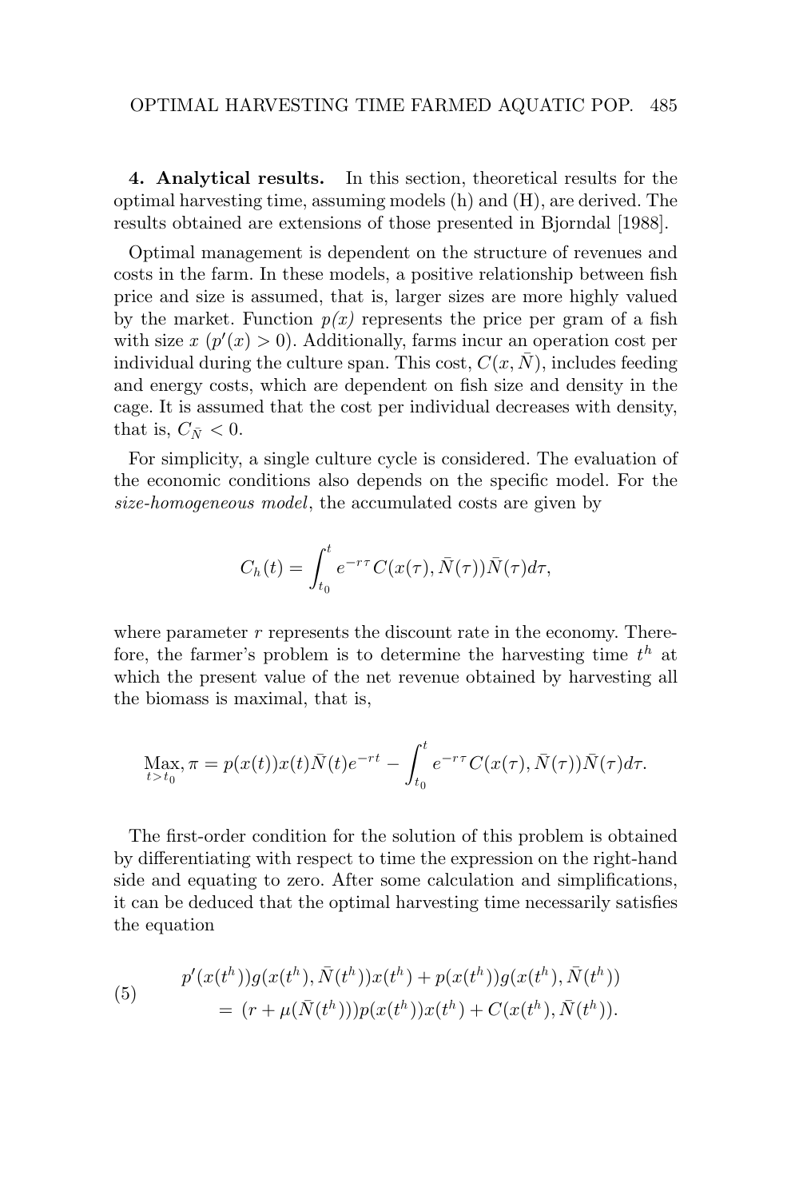**4. Analytical results.** In this section, theoretical results for the optimal harvesting time, assuming models (h) and (H), are derived. The results obtained are extensions of those presented in Bjorndal [1988].

Optimal management is dependent on the structure of revenues and costs in the farm. In these models, a positive relationship between fish price and size is assumed, that is, larger sizes are more highly valued by the market. Function $p(x)$ represents the price per gram of a fish with size $x$ ($p'(x) > 0$). Additionally, farms incur an operation cost per individual during the culture span. This cost, $C(x, \bar{N})$, includes feeding and energy costs, which are dependent on fish size and density in the cage. It is assumed that the cost per individual decreases with density, that is, $C_{\bar{N}} < 0$.

For simplicity, a single culture cycle is considered. The evaluation of the economic conditions also depends on the specific model. For the *size-homogeneous model*, the accumulated costs are given by

$$C_h(t) = \int_{t_0}^{t} e^{-r\tau} C(x(\tau), \bar{N}(\tau))\bar{N}(\tau)d\tau,$$

where parameter $r$ represents the discount rate in the economy. Therefore, the farmer's problem is to determine the harvesting time $t^h$ at which the present value of the net revenue obtained by harvesting all the biomass is maximal, that is,

$$\operatorname*{Max}_{t>t_0}, \pi = p(x(t))x(t)\bar{N}(t)e^{-rt} - \int_{t_0}^{t} e^{-r\tau} C(x(\tau), \bar{N}(\tau))\bar{N}(\tau)d\tau.$$

The first-order condition for the solution of this problem is obtained by differentiating with respect to time the expression on the right-hand side and equating to zero. After some calculation and simplifications, it can be deduced that the optimal harvesting time necessarily satisfies the equation

$$\begin{aligned}(5) \qquad p'(x(t^h))g(x(t^h), \bar{N}(t^h))x(t^h) + p(x(t^h))g(x(t^h), \bar{N}(t^h)) \\ = (r + \mu(\bar{N}(t^h)))p(x(t^h))x(t^h) + C(x(t^h), \bar{N}(t^h)).\end{aligned}$$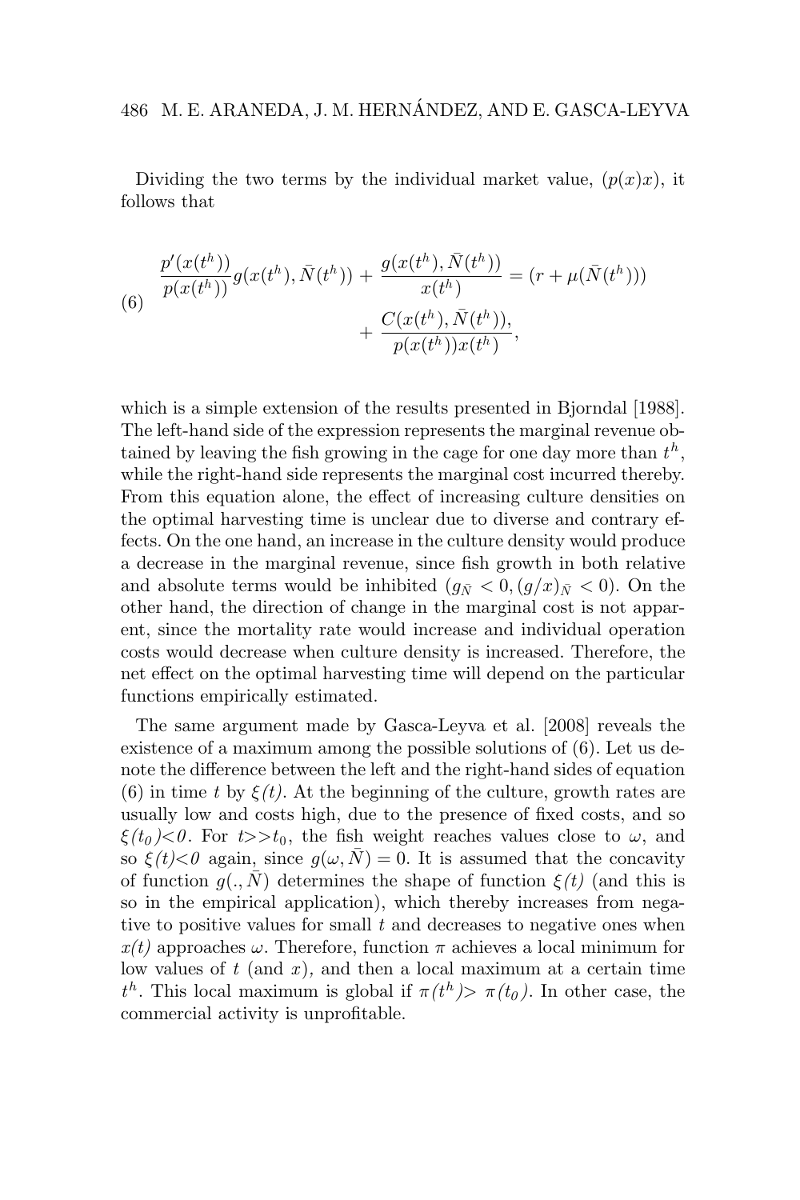Dividing the two terms by the individual market value, $(p(x)x)$, it follows that

$$
\frac{p'(x(t^h))}{p(x(t^h))} g(x(t^h), \bar{N}(t^h)) + \frac{g(x(t^h), \bar{N}(t^h))}{x(t^h)} = (r + \mu(\bar{N}(t^h))) + \frac{C(x(t^h), \bar{N}(t^h))}{p(x(t^h))x(t^h)}, \tag{6}
$$

which is a simple extension of the results presented in Bjorndal [1988]. The left-hand side of the expression represents the marginal revenue obtained by leaving the fish growing in the cage for one day more than $t^h$, while the right-hand side represents the marginal cost incurred thereby. From this equation alone, the effect of increasing culture densities on the optimal harvesting time is unclear due to diverse and contrary effects. On the one hand, an increase in the culture density would produce a decrease in the marginal revenue, since fish growth in both relative and absolute terms would be inhibited ($g_{\bar{N}} < 0, (g/x)_{\bar{N}} < 0$). On the other hand, the direction of change in the marginal cost is not apparent, since the mortality rate would increase and individual operation costs would decrease when culture density is increased. Therefore, the net effect on the optimal harvesting time will depend on the particular functions empirically estimated.

The same argument made by Gasca-Leyva et al. [2008] reveals the existence of a maximum among the possible solutions of (6). Let us denote the difference between the left and the right-hand sides of equation (6) in time $t$ by $\xi(t)$. At the beginning of the culture, growth rates are usually low and costs high, due to the presence of fixed costs, and so $\xi(t_0)<0$. For $t>>t_0$, the fish weight reaches values close to $\omega$, and so $\xi(t)<0$ again, since $g(\omega, \bar{N}) = 0$. It is assumed that the concavity of function $g(., \bar{N})$ determines the shape of function $\xi(t)$ (and this is so in the empirical application), which thereby increases from negative to positive values for small $t$ and decreases to negative ones when $x(t)$ approaches $\omega$. Therefore, function $\pi$ achieves a local minimum for low values of $t$ (and $x$), and then a local maximum at a certain time $t^h$. This local maximum is global if $\pi(t^h) > \pi(t_0)$. In other case, the commercial activity is unprofitable.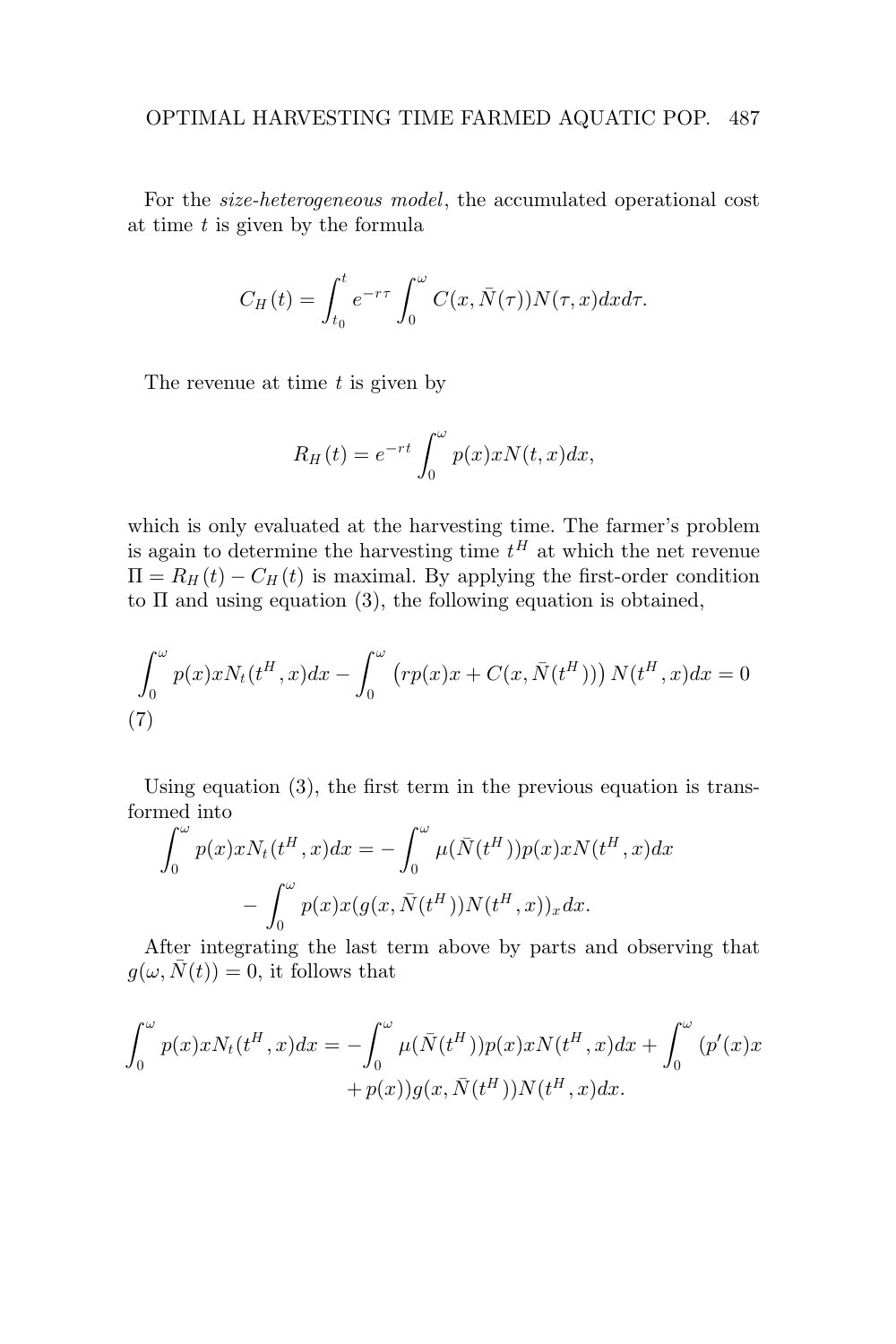For the *size-heterogeneous model*, the accumulated operational cost at time $t$ is given by the formula

$$C_H(t) = \int_{t_0}^{t} e^{-r\tau} \int_0^{\omega} C(x, \bar{N}(\tau)) N(\tau, x) dx d\tau.$$

The revenue at time $t$ is given by

$$R_H(t) = e^{-rt} \int_0^{\omega} p(x) x N(t, x) dx,$$

which is only evaluated at the harvesting time. The farmer's problem is again to determine the harvesting time $t^H$ at which the net revenue $\Pi = R_H(t) - C_H(t)$ is maximal. By applying the first-order condition to $\Pi$ and using equation (3), the following equation is obtained,

$$\int_0^{\omega} p(x) x N_t(t^H, x) dx - \int_0^{\omega} \left( r p(x) x + C(x, \bar{N}(t^H)) \right) N(t^H, x) dx = 0 \tag{7}$$

Using equation (3), the first term in the previous equation is transformed into

$$\int_0^{\omega} p(x) x N_t(t^H, x) dx = -\int_0^{\omega} \mu(\bar{N}(t^H)) p(x) x N(t^H, x) dx - \int_0^{\omega} p(x) x (g(x, \bar{N}(t^H)) N(t^H, x))_x dx.$$

After integrating the last term above by parts and observing that $g(\omega, \bar{N}(t)) = 0$, it follows that

$$\int_0^{\omega} p(x) x N_t(t^H, x) dx = -\int_0^{\omega} \mu(\bar{N}(t^H)) p(x) x N(t^H, x) dx + \int_0^{\omega} (p'(x) x + p(x)) g(x, \bar{N}(t^H)) N(t^H, x) dx.$$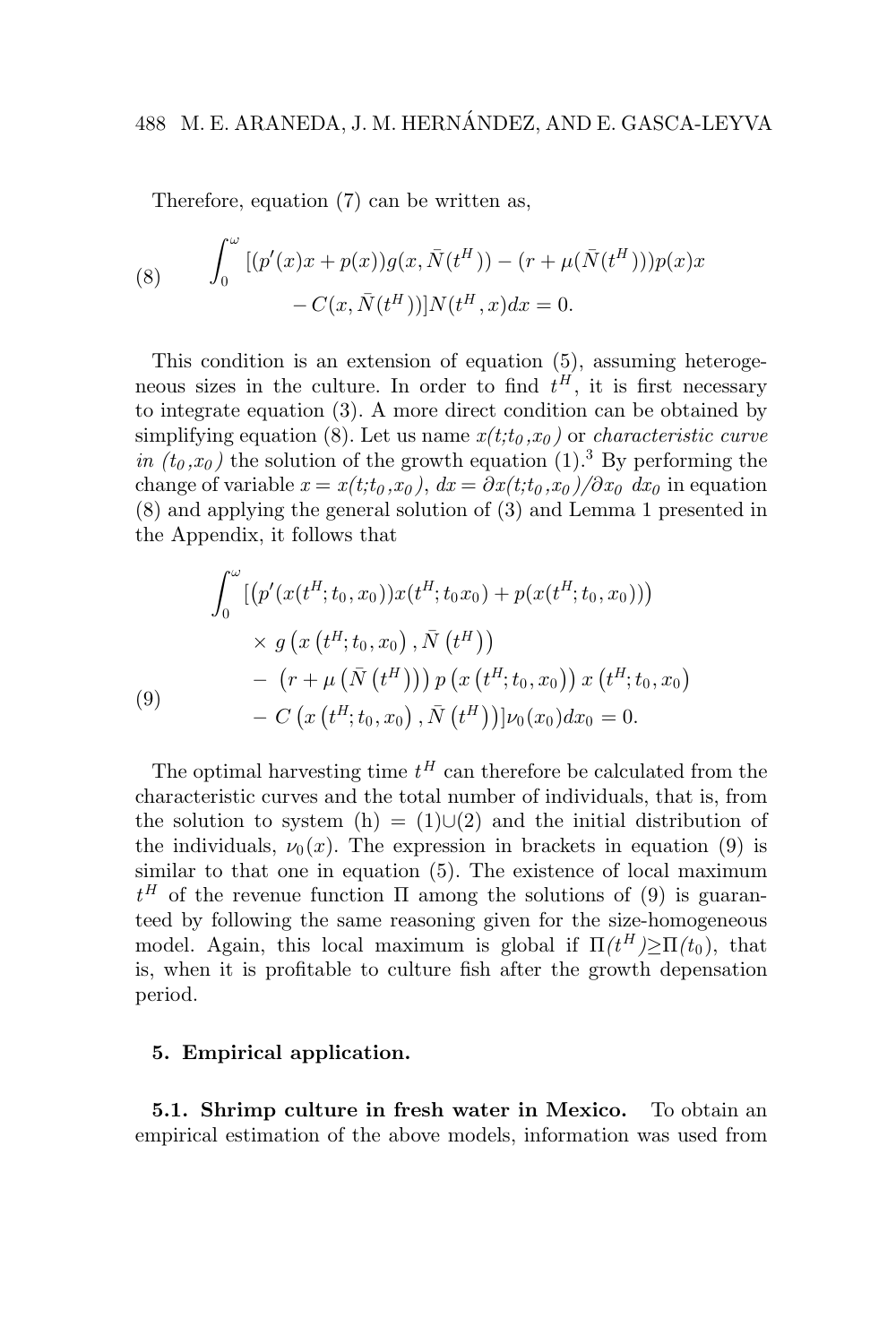Therefore, equation (7) can be written as,

$$\int_0^{\omega} [(p'(x)x + p(x))g(x, \bar{N}(t^H)) - (r + \mu(\bar{N}(t^H)))p(x)x - C(x, \bar{N}(t^H))]N(t^H, x)dx = 0. \tag{8}$$

This condition is an extension of equation (5), assuming heterogeneous sizes in the culture. In order to find $t^H$, it is first necessary to integrate equation (3). A more direct condition can be obtained by simplifying equation (8). Let us name *$x(t;t_0,x_0)$* or *characteristic curve in $(t_0,x_0)$* the solution of the growth equation (1).[3] By performing the change of variable $x = x(t;t_0,x_0)$, $dx = \partial x(t;t_0,x_0)/\partial x_0 \; dx_0$ in equation (8) and applying the general solution of (3) and Lemma 1 presented in the Appendix, it follows that

$$\begin{aligned} \int_0^{\omega} [&\left(p'(x(t^H;t_0,x_0))x(t^H;t_0x_0) + p(x(t^H;t_0,x_0))\right) \\ &\times g\left(x\left(t^H;t_0,x_0\right), \bar{N}\left(t^H\right)\right) \\ &- \left(r + \mu\left(\bar{N}\left(t^H\right)\right)\right) p\left(x\left(t^H;t_0,x_0\right)\right) x\left(t^H;t_0,x_0\right) \\ &- C\left(x\left(t^H;t_0,x_0\right), \bar{N}\left(t^H\right)\right)]\nu_0(x_0)dx_0 = 0. \end{aligned} \tag{9}$$

The optimal harvesting time $t^H$ can therefore be calculated from the characteristic curves and the total number of individuals, that is, from the solution to system (h) = (1)∪(2) and the initial distribution of the individuals, $\nu_0(x)$. The expression in brackets in equation (9) is similar to that one in equation (5). The existence of local maximum $t^H$ of the revenue function Π among the solutions of (9) is guaranteed by following the same reasoning given for the size-homogeneous model. Again, this local maximum is global if $\Pi(t^H) \geq \Pi(t_0)$, that is, when it is profitable to culture fish after the growth depensation period.

## 5. Empirical application.

**5.1. Shrimp culture in fresh water in Mexico.** To obtain an empirical estimation of the above models, information was used from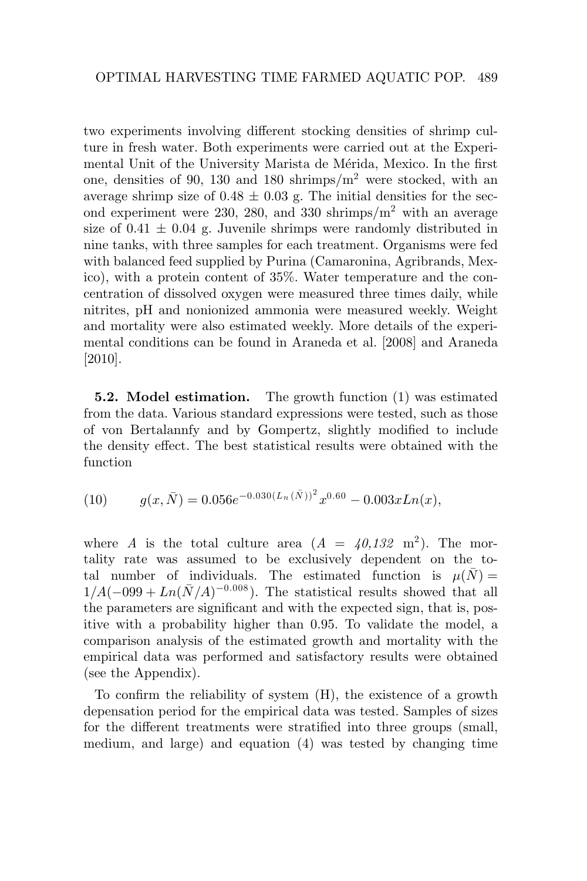two experiments involving different stocking densities of shrimp culture in fresh water. Both experiments were carried out at the Experimental Unit of the University Marista de Mérida, Mexico. In the first one, densities of 90, 130 and 180 shrimps/m$^2$ were stocked, with an average shrimp size of 0.48 $\pm$ 0.03 g. The initial densities for the second experiment were 230, 280, and 330 shrimps/m$^2$ with an average size of 0.41 $\pm$ 0.04 g. Juvenile shrimps were randomly distributed in nine tanks, with three samples for each treatment. Organisms were fed with balanced feed supplied by Purina (Camaronina, Agribrands, Mexico), with a protein content of 35%. Water temperature and the concentration of dissolved oxygen were measured three times daily, while nitrites, pH and nonionized ammonia were measured weekly. Weight and mortality were also estimated weekly. More details of the experimental conditions can be found in Araneda et al. [2008] and Araneda [2010].

**5.2. Model estimation.** The growth function (1) was estimated from the data. Various standard expressions were tested, such as those of von Bertalannfy and by Gompertz, slightly modified to include the density effect. The best statistical results were obtained with the function

$$g(x, \bar{N}) = 0.056e^{-0.030(L_n(\bar{N}))^2}x^{0.60} - 0.003xLn(x), \tag{10}$$

where $A$ is the total culture area ($A$ = *40,132* m$^2$). The mortality rate was assumed to be exclusively dependent on the total number of individuals. The estimated function is $\mu(\bar{N}) = 1/A(-099 + Ln(\bar{N}/A)^{-0.008})$. The statistical results showed that all the parameters are significant and with the expected sign, that is, positive with a probability higher than 0.95. To validate the model, a comparison analysis of the estimated growth and mortality with the empirical data was performed and satisfactory results were obtained (see the Appendix).

To confirm the reliability of system (H), the existence of a growth depensation period for the empirical data was tested. Samples of sizes for the different treatments were stratified into three groups (small, medium, and large) and equation (4) was tested by changing time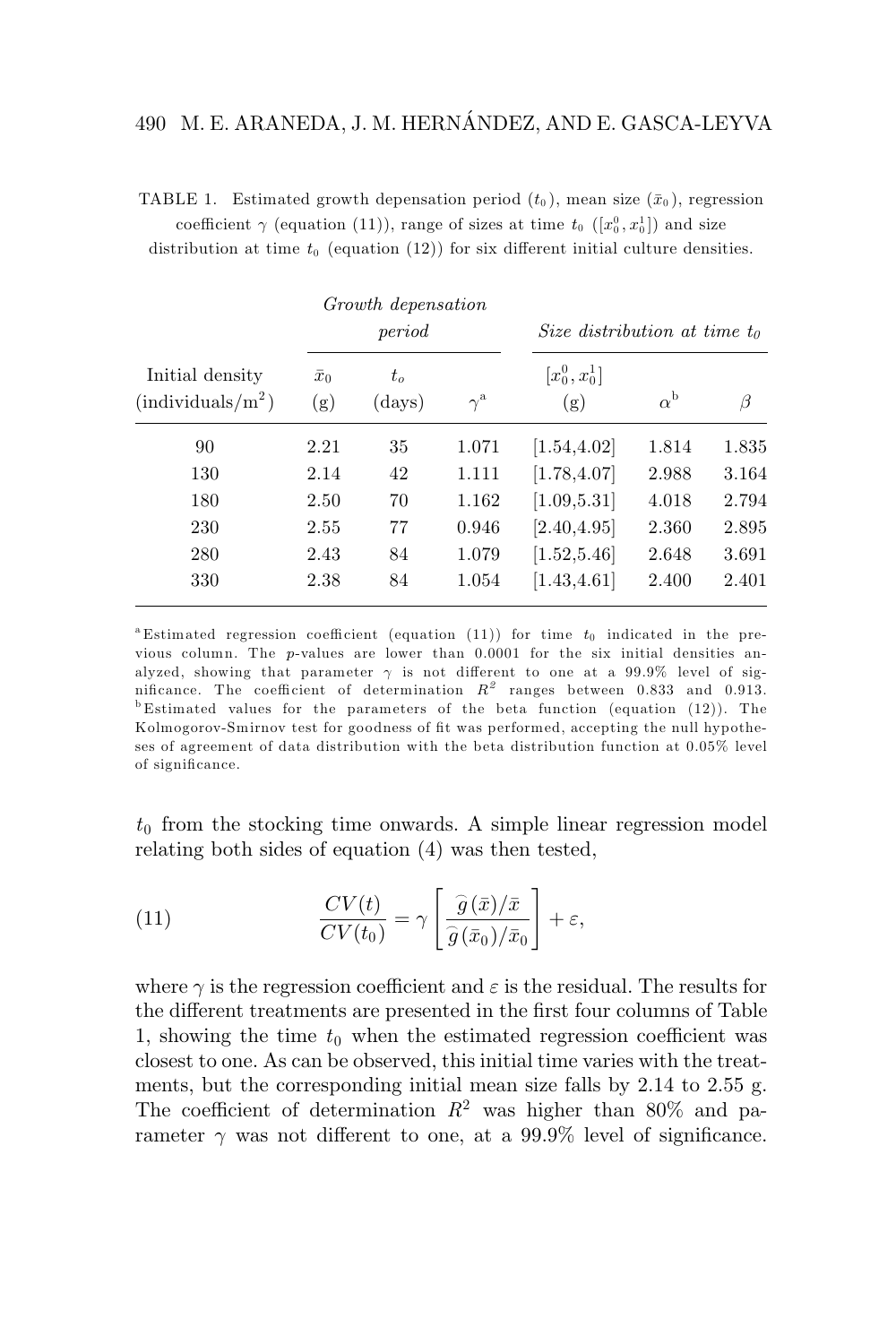TABLE 1. Estimated growth depensation period ($t_0$), mean size ($\bar{x}_0$), regression coefficient $\gamma$ (equation (11)), range of sizes at time $t_0$ ($[x_0^0, x_0^1]$) and size distribution at time $t_0$ (equation (12)) for six different initial culture densities.

| | *Growth depensation period* | | | *Size distribution at time $t_0$* | | |
|---|---|---|---|---|---|---|
| Initial density (individuals/m$^2$) | $\bar{x}_0$ (g) | $t_o$ (days) | $\gamma$[a] | $[x_0^0, x_0^1]$ (g) | $\alpha$[b] | $\beta$ |
| 90 | 2.21 | 35 | 1.071 | [1.54,4.02] | 1.814 | 1.835 |
| 130 | 2.14 | 42 | 1.111 | [1.78,4.07] | 2.988 | 3.164 |
| 180 | 2.50 | 70 | 1.162 | [1.09,5.31] | 4.018 | 2.794 |
| 230 | 2.55 | 77 | 0.946 | [2.40,4.95] | 2.360 | 2.895 |
| 280 | 2.43 | 84 | 1.079 | [1.52,5.46] | 2.648 | 3.691 |
| 330 | 2.38 | 84 | 1.054 | [1.43,4.61] | 2.400 | 2.401 |

[a] Estimated regression coefficient (equation (11)) for time $t_0$ indicated in the previous column. The $p$-values are lower than 0.0001 for the six initial densities analyzed, showing that parameter $\gamma$ is not different to one at a 99.9% level of significance. The coefficient of determination $R^2$ ranges between 0.833 and 0.913.
[b] Estimated values for the parameters of the beta function (equation (12)). The Kolmogorov-Smirnov test for goodness of fit was performed, accepting the null hypotheses of agreement of data distribution with the beta distribution function at 0.05% level of significance.

$t_0$ from the stocking time onwards. A simple linear regression model relating both sides of equation (4) was then tested,

$$\frac{CV(t)}{CV(t_0)} = \gamma \left[ \frac{\widehat{g}\,(\bar{x})/\bar{x}}{\widehat{g}\,(\bar{x}_0)/\bar{x}_0} \right] + \varepsilon, \tag{11}$$

where $\gamma$ is the regression coefficient and $\varepsilon$ is the residual. The results for the different treatments are presented in the first four columns of Table 1, showing the time $t_0$ when the estimated regression coefficient was closest to one. As can be observed, this initial time varies with the treatments, but the corresponding initial mean size falls by 2.14 to 2.55 g. The coefficient of determination $R^2$ was higher than 80% and parameter $\gamma$ was not different to one, at a 99.9% level of significance.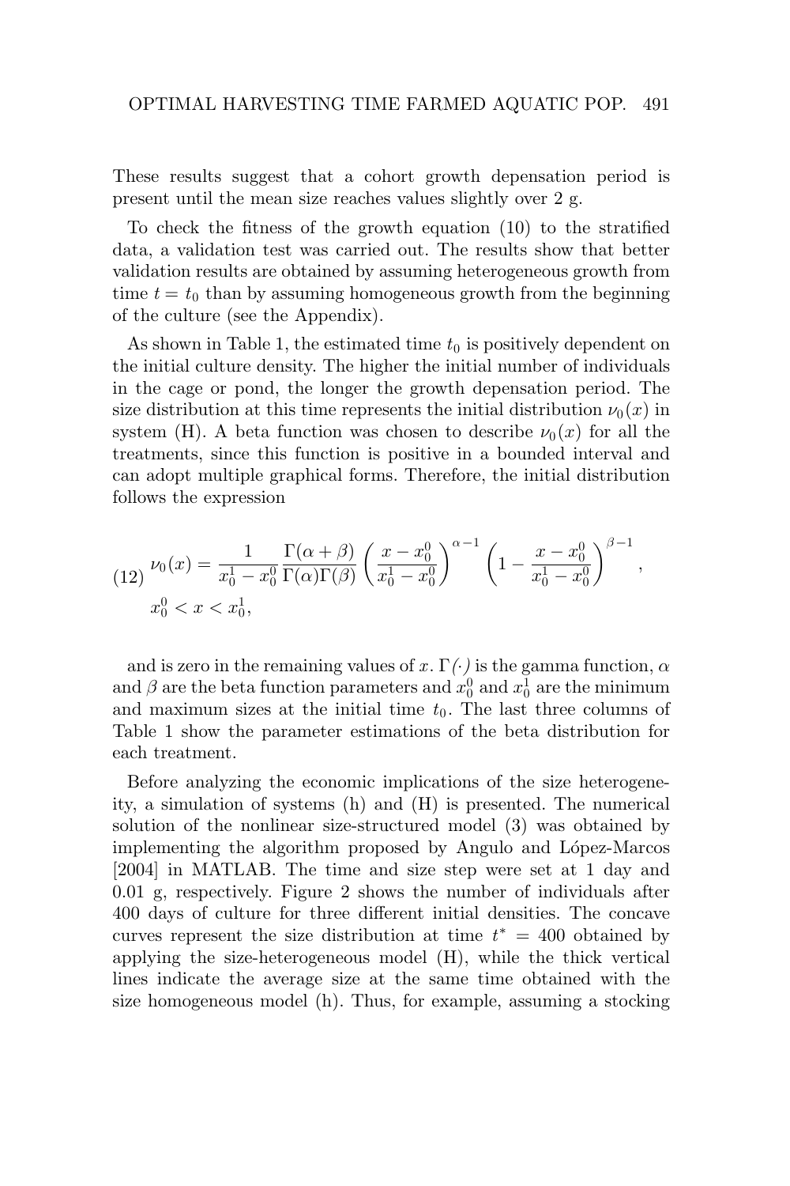These results suggest that a cohort growth depensation period is present until the mean size reaches values slightly over 2 g.

To check the fitness of the growth equation (10) to the stratified data, a validation test was carried out. The results show that better validation results are obtained by assuming heterogeneous growth from time $t = t_0$ than by assuming homogeneous growth from the beginning of the culture (see the Appendix).

As shown in Table 1, the estimated time $t_0$ is positively dependent on the initial culture density. The higher the initial number of individuals in the cage or pond, the longer the growth depensation period. The size distribution at this time represents the initial distribution $\nu_0(x)$ in system (H). A beta function was chosen to describe $\nu_0(x)$ for all the treatments, since this function is positive in a bounded interval and can adopt multiple graphical forms. Therefore, the initial distribution follows the expression

$$\nu_0(x) = \frac{1}{x_0^1 - x_0^0} \frac{\Gamma(\alpha+\beta)}{\Gamma(\alpha)\Gamma(\beta)} \left(\frac{x - x_0^0}{x_0^1 - x_0^0}\right)^{\alpha-1} \left(1 - \frac{x - x_0^0}{x_0^1 - x_0^0}\right)^{\beta-1}, \quad x_0^0 < x < x_0^1, \tag{12}$$

and is zero in the remaining values of $x$. $\Gamma(\cdot)$ is the gamma function, $\alpha$ and $\beta$ are the beta function parameters and $x_0^0$ and $x_0^1$ are the minimum and maximum sizes at the initial time $t_0$. The last three columns of Table 1 show the parameter estimations of the beta distribution for each treatment.

Before analyzing the economic implications of the size heterogeneity, a simulation of systems (h) and (H) is presented. The numerical solution of the nonlinear size-structured model (3) was obtained by implementing the algorithm proposed by Angulo and López-Marcos [2004] in MATLAB. The time and size step were set at 1 day and 0.01 g, respectively. Figure 2 shows the number of individuals after 400 days of culture for three different initial densities. The concave curves represent the size distribution at time $t^* = 400$ obtained by applying the size-heterogeneous model (H), while the thick vertical lines indicate the average size at the same time obtained with the size homogeneous model (h). Thus, for example, assuming a stocking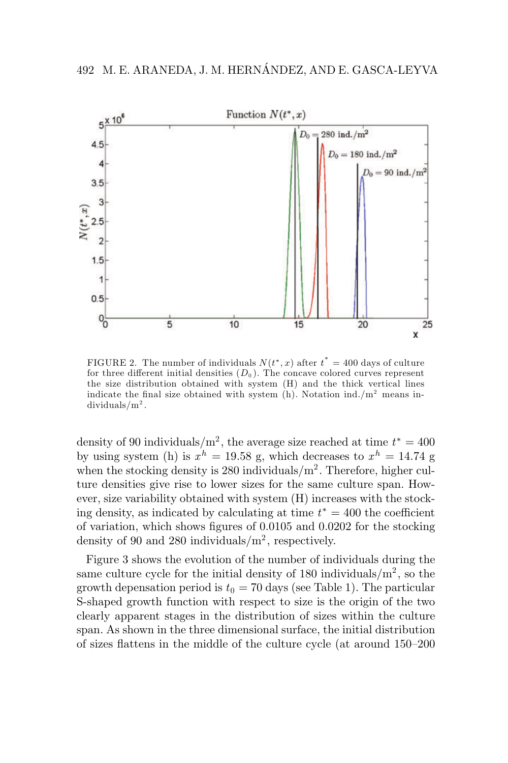FIGURE 2. The number of individuals $N(t^*, x)$ after $t^* = 400$ days of culture for three different initial densities ($D_0$). The concave colored curves represent the size distribution obtained with system (H) and the thick vertical lines indicate the final size obtained with system (h). Notation ind./m$^2$ means individuals/m$^2$.

density of 90 individuals/m$^2$, the average size reached at time $t^* = 400$ by using system (h) is $x^h = 19.58$ g, which decreases to $x^h = 14.74$ g when the stocking density is 280 individuals/m$^2$. Therefore, higher culture densities give rise to lower sizes for the same culture span. However, size variability obtained with system (H) increases with the stocking density, as indicated by calculating at time $t^* = 400$ the coefficient of variation, which shows figures of 0.0105 and 0.0202 for the stocking density of 90 and 280 individuals/m$^2$, respectively.

Figure 3 shows the evolution of the number of individuals during the same culture cycle for the initial density of 180 individuals/m$^2$, so the growth depensation period is $t_0 = 70$ days (see Table 1). The particular S-shaped growth function with respect to size is the origin of the two clearly apparent stages in the distribution of sizes within the culture span. As shown in the three dimensional surface, the initial distribution of sizes flattens in the middle of the culture cycle (at around 150–200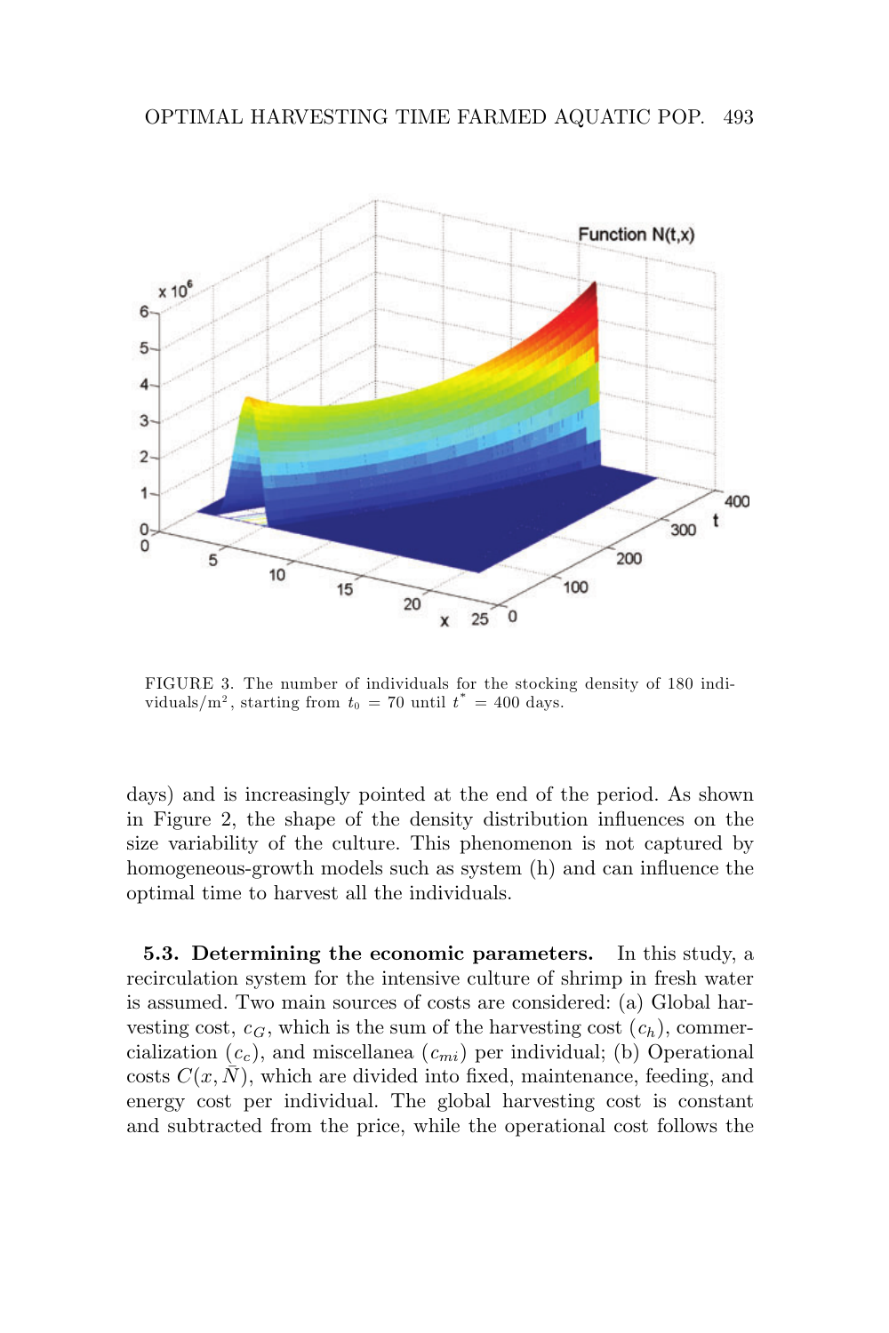FIGURE 3. The number of individuals for the stocking density of 180 individuals/m$^2$, starting from $t_0 = 70$ until $t^* = 400$ days.

days) and is increasingly pointed at the end of the period. As shown in Figure 2, the shape of the density distribution influences on the size variability of the culture. This phenomenon is not captured by homogeneous-growth models such as system (h) and can influence the optimal time to harvest all the individuals.

**5.3. Determining the economic parameters.** In this study, a recirculation system for the intensive culture of shrimp in fresh water is assumed. Two main sources of costs are considered: (a) Global harvesting cost, $c_G$, which is the sum of the harvesting cost ($c_h$), commercialization ($c_c$), and miscellanea ($c_{mi}$) per individual; (b) Operational costs $C(x, \bar{N})$, which are divided into fixed, maintenance, feeding, and energy cost per individual. The global harvesting cost is constant and subtracted from the price, while the operational cost follows the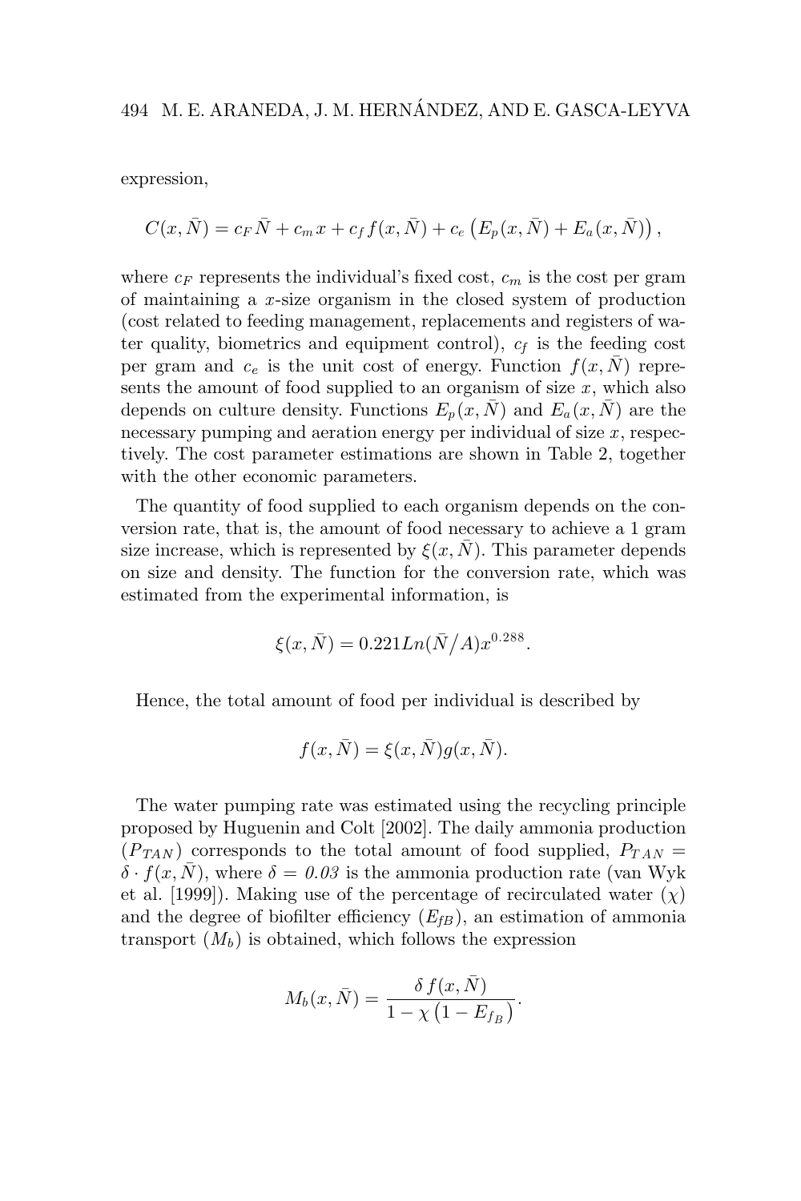expression,

$$C(x,\bar{N}) = c_F\bar{N} + c_m x + c_f f(x,\bar{N}) + c_e\left(E_p(x,\bar{N}) + E_a(x,\bar{N})\right),$$

where $c_F$ represents the individual's fixed cost, $c_m$ is the cost per gram of maintaining a $x$-size organism in the closed system of production (cost related to feeding management, replacements and registers of water quality, biometrics and equipment control), $c_f$ is the feeding cost per gram and $c_e$ is the unit cost of energy. Function $f(x,\bar{N})$ represents the amount of food supplied to an organism of size $x$, which also depends on culture density. Functions $E_p(x,\bar{N})$ and $E_a(x,\bar{N})$ are the necessary pumping and aeration energy per individual of size $x$, respectively. The cost parameter estimations are shown in Table 2, together with the other economic parameters.

The quantity of food supplied to each organism depends on the conversion rate, that is, the amount of food necessary to achieve a 1 gram size increase, which is represented by $\xi(x,\bar{N})$. This parameter depends on size and density. The function for the conversion rate, which was estimated from the experimental information, is

$$\xi(x,\bar{N}) = 0.221Ln(\bar{N}/A)x^{0.288}.$$

Hence, the total amount of food per individual is described by

$$f(x,\bar{N}) = \xi(x,\bar{N})g(x,\bar{N}).$$

The water pumping rate was estimated using the recycling principle proposed by Huguenin and Colt [2002]. The daily ammonia production ($P_{TAN}$) corresponds to the total amount of food supplied, $P_{TAN} = \delta \cdot f(x,\bar{N})$, where $\delta = 0.03$ is the ammonia production rate (van Wyk et al. [1999]). Making use of the percentage of recirculated water ($\chi$) and the degree of biofilter efficiency ($E_{fB}$), an estimation of ammonia transport ($M_b$) is obtained, which follows the expression

$$M_b(x,\bar{N}) = \frac{\delta\, f(x,\bar{N})}{1 - \chi\left(1 - E_{f_B}\right)}.$$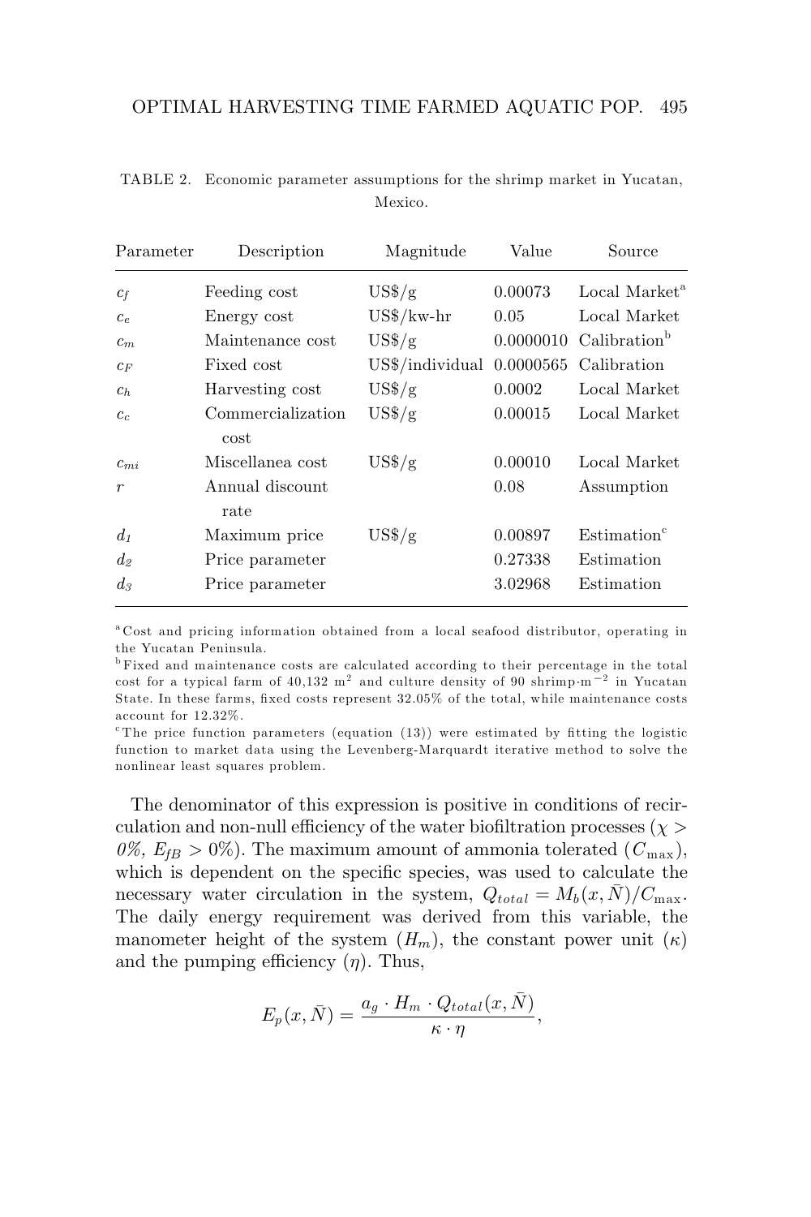TABLE 2. Economic parameter assumptions for the shrimp market in Yucatan, Mexico.

| Parameter | Description | Magnitude | Value | Source |
|---|---|---|---|---|
| $c_f$ | Feeding cost | US$/g | 0.00073 | Local Market[a] |
| $c_e$ | Energy cost | US$/kw-hr | 0.05 | Local Market |
| $c_m$ | Maintenance cost | US$/g | 0.0000010 | Calibration[b] |
| $c_F$ | Fixed cost | US$/individual | 0.0000565 | Calibration |
| $c_h$ | Harvesting cost | US$/g | 0.0002 | Local Market |
| $c_c$ | Commercialization cost | US$/g | 0.00015 | Local Market |
| $c_{mi}$ | Miscellanea cost | US$/g | 0.00010 | Local Market |
| $r$ | Annual discount rate | | 0.08 | Assumption |
| $d_1$ | Maximum price | US$/g | 0.00897 | Estimation[c] |
| $d_2$ | Price parameter | | 0.27338 | Estimation |
| $d_3$ | Price parameter | | 3.02968 | Estimation |

[a] Cost and pricing information obtained from a local seafood distributor, operating in the Yucatan Peninsula.

[b] Fixed and maintenance costs are calculated according to their percentage in the total cost for a typical farm of 40,132 $m^2$ and culture density of 90 shrimp$\cdot$m$^{-2}$ in Yucatan State. In these farms, fixed costs represent 32.05% of the total, while maintenance costs account for 12.32%.

[c] The price function parameters (equation (13)) were estimated by fitting the logistic function to market data using the Levenberg-Marquardt iterative method to solve the nonlinear least squares problem.

The denominator of this expression is positive in conditions of recirculation and non-null efficiency of the water biofiltration processes ($\chi > 0\%$, $E_{fB} > 0\%$). The maximum amount of ammonia tolerated ($C_{\max}$), which is dependent on the specific species, was used to calculate the necessary water circulation in the system, $Q_{total} = M_b(x, \bar{N})/C_{\max}$. The daily energy requirement was derived from this variable, the manometer height of the system ($H_m$), the constant power unit ($\kappa$) and the pumping efficiency ($\eta$). Thus,

$$E_p(x, \bar{N}) = \frac{a_g \cdot H_m \cdot Q_{total}(x, \bar{N})}{\kappa \cdot \eta},$$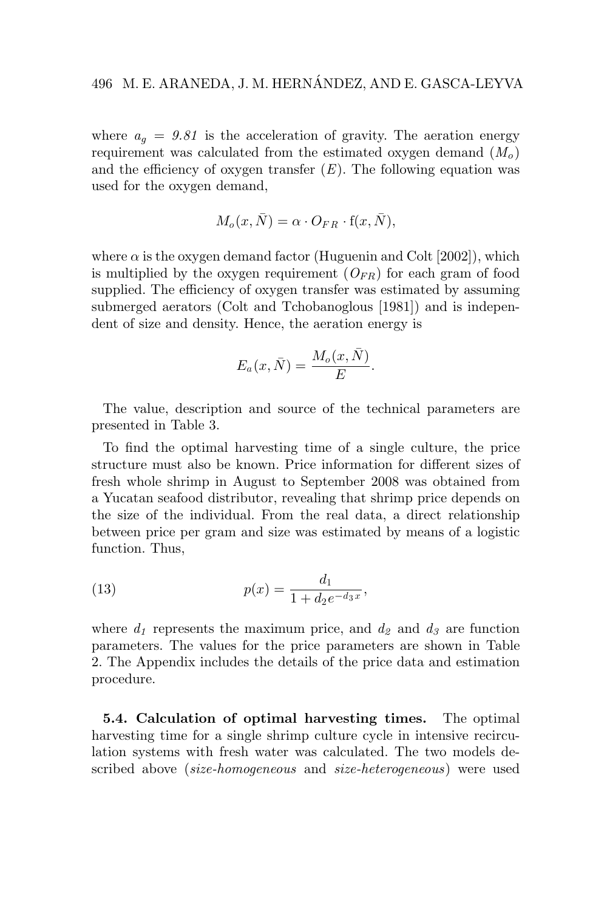where $a_g = 9.81$ is the acceleration of gravity. The aeration energy requirement was calculated from the estimated oxygen demand ($M_o$) and the efficiency of oxygen transfer ($E$). The following equation was used for the oxygen demand,

$$M_o(x, \bar{N}) = \alpha \cdot O_{FR} \cdot \mathrm{f}(x, \bar{N}),$$

where $\alpha$ is the oxygen demand factor (Huguenin and Colt [2002]), which is multiplied by the oxygen requirement ($O_{FR}$) for each gram of food supplied. The efficiency of oxygen transfer was estimated by assuming submerged aerators (Colt and Tchobanoglous [1981]) and is independent of size and density. Hence, the aeration energy is

$$E_a(x, \bar{N}) = \frac{M_o(x, \bar{N})}{E}.$$

The value, description and source of the technical parameters are presented in Table 3.

To find the optimal harvesting time of a single culture, the price structure must also be known. Price information for different sizes of fresh whole shrimp in August to September 2008 was obtained from a Yucatan seafood distributor, revealing that shrimp price depends on the size of the individual. From the real data, a direct relationship between price per gram and size was estimated by means of a logistic function. Thus,

$$p(x) = \frac{d_1}{1 + d_2 e^{-d_3 x}}, \tag{13}$$

where $d_1$ represents the maximum price, and $d_2$ and $d_3$ are function parameters. The values for the price parameters are shown in Table 2. The Appendix includes the details of the price data and estimation procedure.

**5.4. Calculation of optimal harvesting times.** The optimal harvesting time for a single shrimp culture cycle in intensive recirculation systems with fresh water was calculated. The two models described above (*size-homogeneous* and *size-heterogeneous*) were used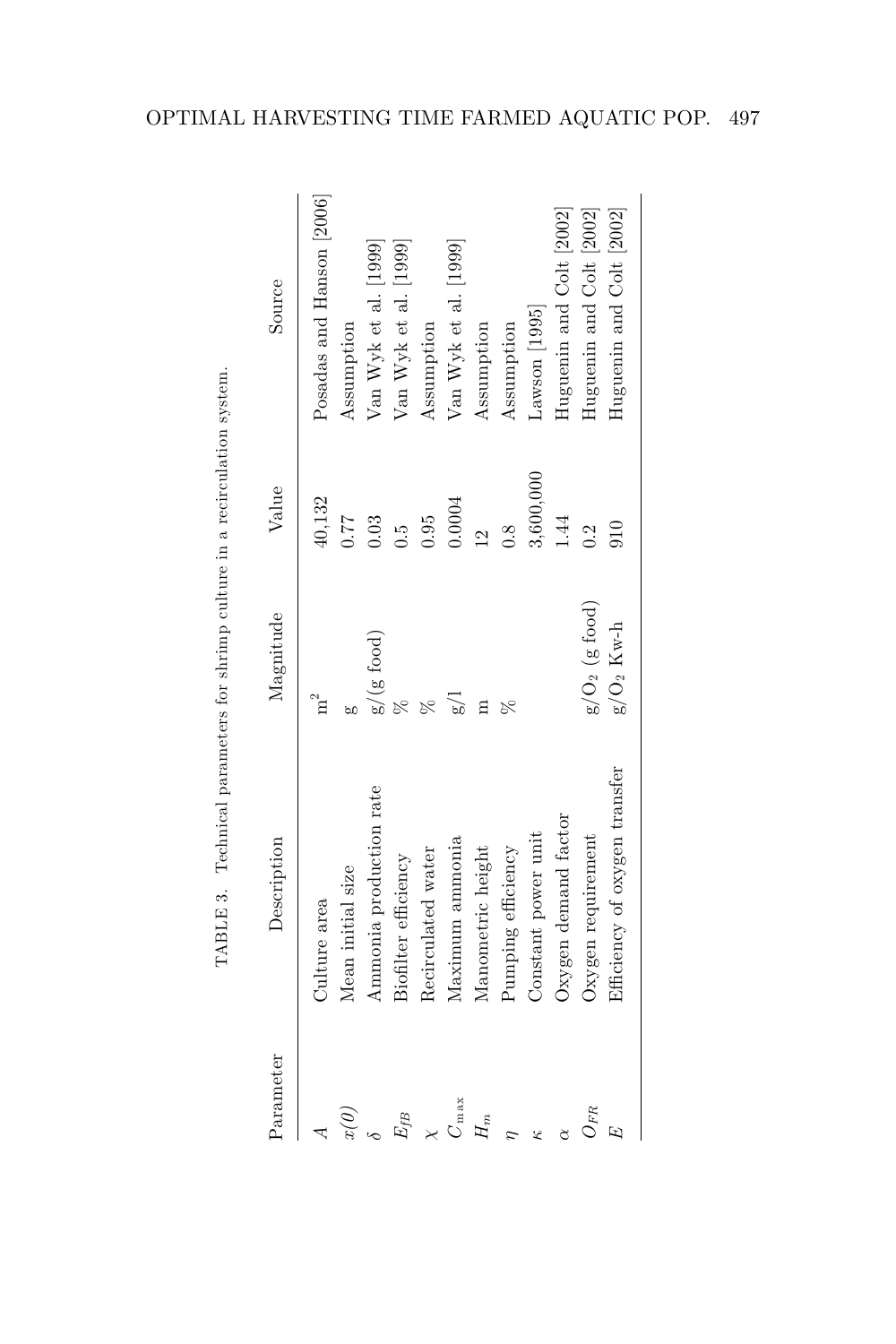TABLE 3. Technical parameters for shrimp culture in a recirculation system.

| Parameter | Description | Magnitude | Value | Source |
|---|---|---|---|---|
| $A$ | Culture area | $m^2$ | 40,132 | Posadas and Hanson [2006] |
| $x(0)$ | Mean initial size | g | 0.77 | Assumption |
| $\delta$ | Ammonia production rate | g/(g food) | 0.03 | Van Wyk et al. [1999] |
| $E_{fB}$ | Biofilter efficiency | % | 0.5 | Van Wyk et al. [1999] |
| $\chi$ | Recirculated water | % | 0.95 | Assumption |
| $C_{\max}$ | Maximum ammonia | g/l | 0.0004 | Van Wyk et al. [1999] |
| $H_m$ | Manometric height | m | 12 | Assumption |
| $\eta$ | Pumping efficiency | % | 0.8 | Assumption |
| $\kappa$ | Constant power unit | | 3,600,000 | Lawson [1995] |
| $\alpha$ | Oxygen demand factor | | 1.44 | Huguenin and Colt [2002] |
| $O_{FR}$ | Oxygen requirement | g/$O_2$ (g food) | 0.2 | Huguenin and Colt [2002] |
| $E$ | Efficiency of oxygen transfer | g/$O_2$ Kw-h | 910 | Huguenin and Colt [2002] |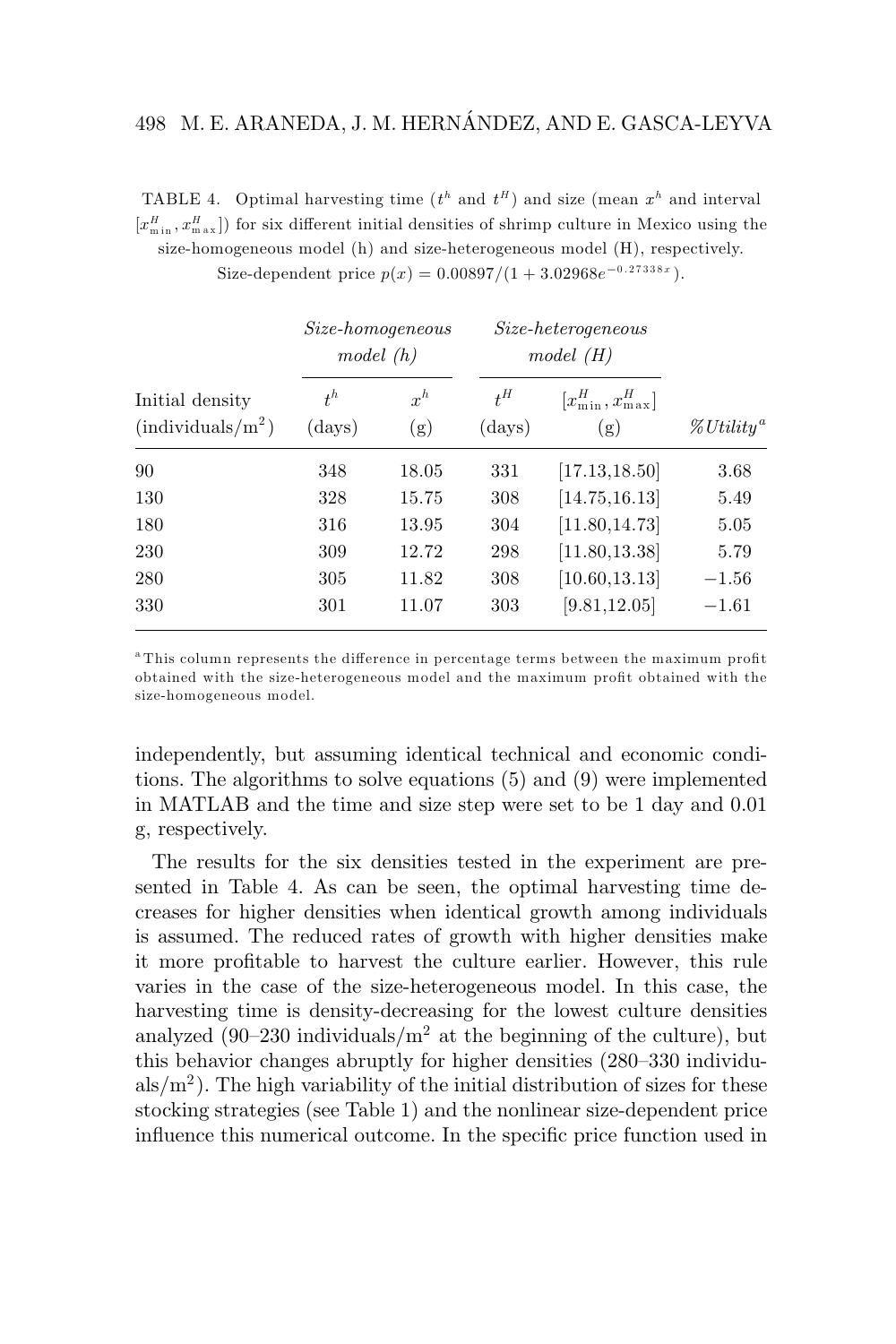TABLE 4. Optimal harvesting time ($t^h$ and $t^H$) and size (mean $x^h$ and interval $[x^H_{\min}, x^H_{\max}]$) for six different initial densities of shrimp culture in Mexico using the size-homogeneous model (h) and size-heterogeneous model (H), respectively. Size-dependent price $p(x) = 0.00897/(1 + 3.02968e^{-0.27338x})$.

| | *Size-homogeneous model (h)* | | *Size-heterogeneous model (H)* | | |
|---|---|---|---|---|---|
| Initial density (individuals/m$^2$) | $t^h$ (days) | $x^h$ (g) | $t^H$ (days) | $[x^H_{\min}, x^H_{\max}]$ (g) | *%Utility*[a] |
| 90 | 348 | 18.05 | 331 | [17.13,18.50] | 3.68 |
| 130 | 328 | 15.75 | 308 | [14.75,16.13] | 5.49 |
| 180 | 316 | 13.95 | 304 | [11.80,14.73] | 5.05 |
| 230 | 309 | 12.72 | 298 | [11.80,13.38] | 5.79 |
| 280 | 305 | 11.82 | 308 | [10.60,13.13] | −1.56 |
| 330 | 301 | 11.07 | 303 | [9.81,12.05] | −1.61 |

[a] This column represents the difference in percentage terms between the maximum profit obtained with the size-heterogeneous model and the maximum profit obtained with the size-homogeneous model.

independently, but assuming identical technical and economic conditions. The algorithms to solve equations (5) and (9) were implemented in MATLAB and the time and size step were set to be 1 day and 0.01 g, respectively.

The results for the six densities tested in the experiment are presented in Table 4. As can be seen, the optimal harvesting time decreases for higher densities when identical growth among individuals is assumed. The reduced rates of growth with higher densities make it more profitable to harvest the culture earlier. However, this rule varies in the case of the size-heterogeneous model. In this case, the harvesting time is density-decreasing for the lowest culture densities analyzed (90–230 individuals/m$^2$ at the beginning of the culture), but this behavior changes abruptly for higher densities (280–330 individuals/m$^2$). The high variability of the initial distribution of sizes for these stocking strategies (see Table 1) and the nonlinear size-dependent price influence this numerical outcome. In the specific price function used in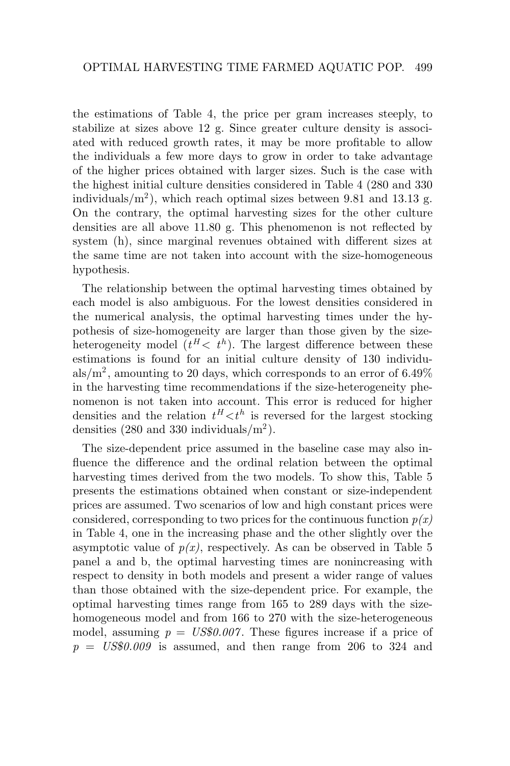the estimations of Table 4, the price per gram increases steeply, to stabilize at sizes above 12 g. Since greater culture density is associated with reduced growth rates, it may be more profitable to allow the individuals a few more days to grow in order to take advantage of the higher prices obtained with larger sizes. Such is the case with the highest initial culture densities considered in Table 4 (280 and 330 individuals/m$^2$), which reach optimal sizes between 9.81 and 13.13 g. On the contrary, the optimal harvesting sizes for the other culture densities are all above 11.80 g. This phenomenon is not reflected by system (h), since marginal revenues obtained with different sizes at the same time are not taken into account with the size-homogeneous hypothesis.

The relationship between the optimal harvesting times obtained by each model is also ambiguous. For the lowest densities considered in the numerical analysis, the optimal harvesting times under the hypothesis of size-homogeneity are larger than those given by the size-heterogeneity model ($t^H < t^h$). The largest difference between these estimations is found for an initial culture density of 130 individuals/m$^2$, amounting to 20 days, which corresponds to an error of 6.49% in the harvesting time recommendations if the size-heterogeneity phenomenon is not taken into account. This error is reduced for higher densities and the relation $t^H < t^h$ is reversed for the largest stocking densities (280 and 330 individuals/m$^2$).

The size-dependent price assumed in the baseline case may also influence the difference and the ordinal relation between the optimal harvesting times derived from the two models. To show this, Table 5 presents the estimations obtained when constant or size-independent prices are assumed. Two scenarios of low and high constant prices were considered, corresponding to two prices for the continuous function *p(x)* in Table 4, one in the increasing phase and the other slightly over the asymptotic value of *p(x)*, respectively. As can be observed in Table 5 panel a and b, the optimal harvesting times are nonincreasing with respect to density in both models and present a wider range of values than those obtained with the size-dependent price. For example, the optimal harvesting times range from 165 to 289 days with the size-homogeneous model and from 166 to 270 with the size-heterogeneous model, assuming $p =$ *US\$0.007*. These figures increase if a price of $p =$ *US\$0.009* is assumed, and then range from 206 to 324 and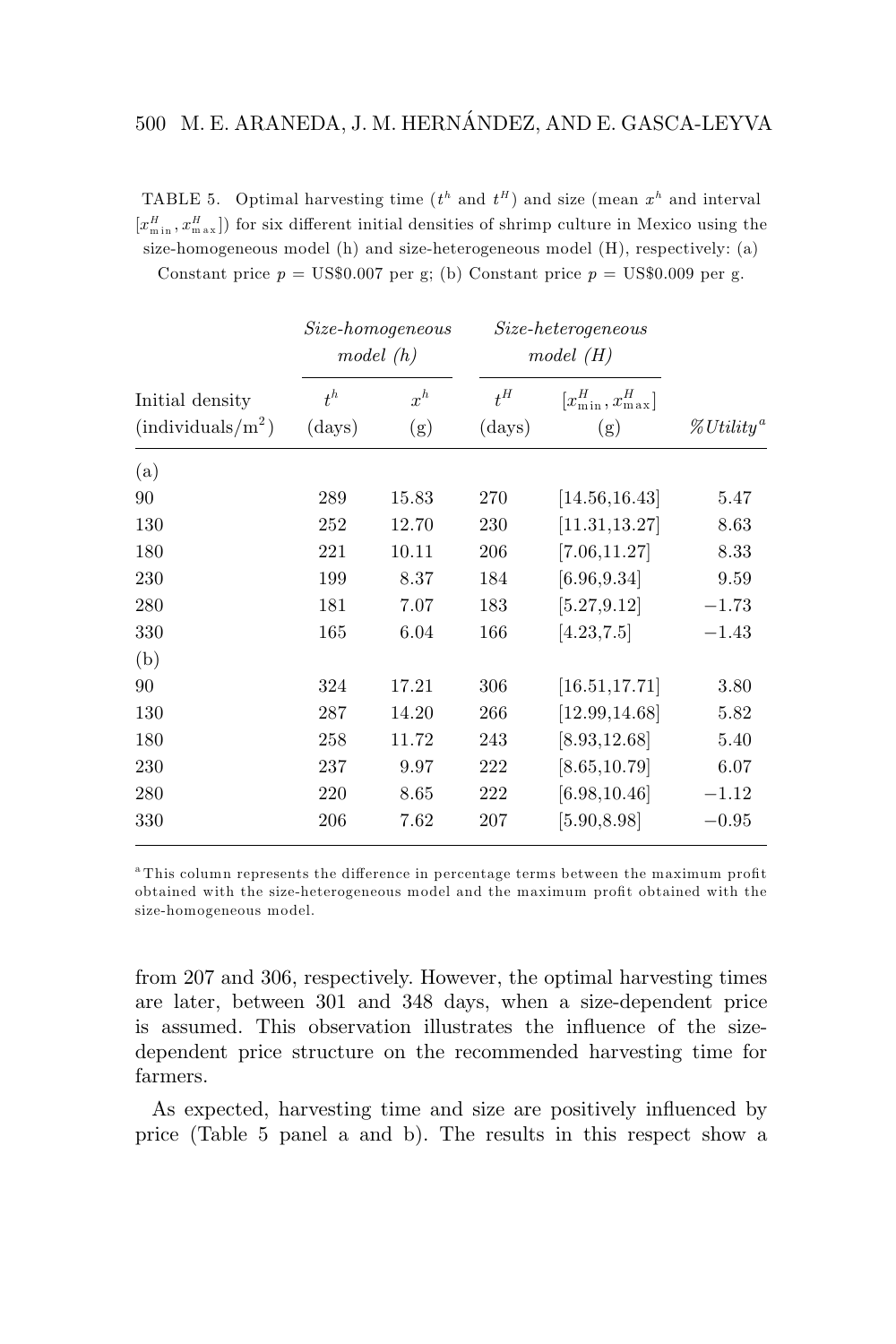TABLE 5. Optimal harvesting time ($t^h$ and $t^H$) and size (mean $x^h$ and interval $[x^H_{\min}, x^H_{\max}]$) for six different initial densities of shrimp culture in Mexico using the size-homogeneous model (h) and size-heterogeneous model (H), respectively: (a) Constant price $p$ = US$0.007 per g; (b) Constant price $p$ = US$0.009 per g.

| | *Size-homogeneous model (h)* | | *Size-heterogeneous model (H)* | | |
|---|---|---|---|---|---|
| Initial density (individuals/m$^2$) | $t^h$ (days) | $x^h$ (g) | $t^H$ (days) | $[x^H_{\min}, x^H_{\max}]$ (g) | *%Utility*[a] |
| (a) | | | | | |
| 90 | 289 | 15.83 | 270 | [14.56,16.43] | 5.47 |
| 130 | 252 | 12.70 | 230 | [11.31,13.27] | 8.63 |
| 180 | 221 | 10.11 | 206 | [7.06,11.27] | 8.33 |
| 230 | 199 | 8.37 | 184 | [6.96,9.34] | 9.59 |
| 280 | 181 | 7.07 | 183 | [5.27,9.12] | −1.73 |
| 330 | 165 | 6.04 | 166 | [4.23,7.5] | −1.43 |
| (b) | | | | | |
| 90 | 324 | 17.21 | 306 | [16.51,17.71] | 3.80 |
| 130 | 287 | 14.20 | 266 | [12.99,14.68] | 5.82 |
| 180 | 258 | 11.72 | 243 | [8.93,12.68] | 5.40 |
| 230 | 237 | 9.97 | 222 | [8.65,10.79] | 6.07 |
| 280 | 220 | 8.65 | 222 | [6.98,10.46] | −1.12 |
| 330 | 206 | 7.62 | 207 | [5.90,8.98] | −0.95 |

[a] This column represents the difference in percentage terms between the maximum profit obtained with the size-heterogeneous model and the maximum profit obtained with the size-homogeneous model.

from 207 and 306, respectively. However, the optimal harvesting times are later, between 301 and 348 days, when a size-dependent price is assumed. This observation illustrates the influence of the size-dependent price structure on the recommended harvesting time for farmers.

As expected, harvesting time and size are positively influenced by price (Table 5 panel a and b). The results in this respect show a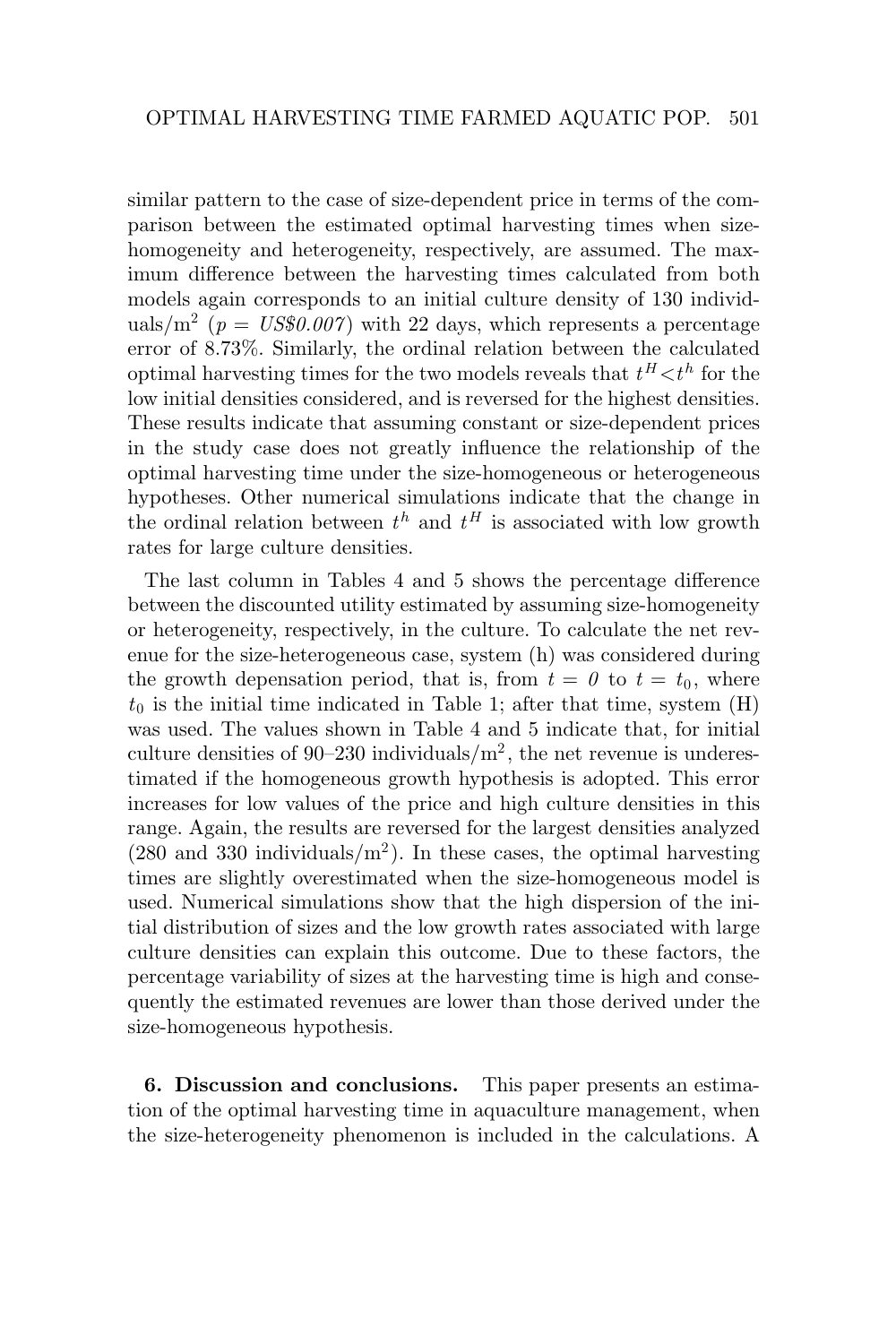similar pattern to the case of size-dependent price in terms of the comparison between the estimated optimal harvesting times when size-homogeneity and heterogeneity, respectively, are assumed. The maximum difference between the harvesting times calculated from both models again corresponds to an initial culture density of 130 individuals/m$^2$ ($p =$ *US\$0.007*) with 22 days, which represents a percentage error of 8.73%. Similarly, the ordinal relation between the calculated optimal harvesting times for the two models reveals that $t^H < t^h$ for the low initial densities considered, and is reversed for the highest densities. These results indicate that assuming constant or size-dependent prices in the study case does not greatly influence the relationship of the optimal harvesting time under the size-homogeneous or heterogeneous hypotheses. Other numerical simulations indicate that the change in the ordinal relation between $t^h$ and $t^H$ is associated with low growth rates for large culture densities.

The last column in Tables 4 and 5 shows the percentage difference between the discounted utility estimated by assuming size-homogeneity or heterogeneity, respectively, in the culture. To calculate the net revenue for the size-heterogeneous case, system (h) was considered during the growth depensation period, that is, from $t = 0$ to $t = t_0$, where $t_0$ is the initial time indicated in Table 1; after that time, system (H) was used. The values shown in Table 4 and 5 indicate that, for initial culture densities of 90–230 individuals/m$^2$, the net revenue is underestimated if the homogeneous growth hypothesis is adopted. This error increases for low values of the price and high culture densities in this range. Again, the results are reversed for the largest densities analyzed (280 and 330 individuals/m$^2$). In these cases, the optimal harvesting times are slightly overestimated when the size-homogeneous model is used. Numerical simulations show that the high dispersion of the initial distribution of sizes and the low growth rates associated with large culture densities can explain this outcome. Due to these factors, the percentage variability of sizes at the harvesting time is high and consequently the estimated revenues are lower than those derived under the size-homogeneous hypothesis.

**6. Discussion and conclusions.** This paper presents an estimation of the optimal harvesting time in aquaculture management, when the size-heterogeneity phenomenon is included in the calculations. A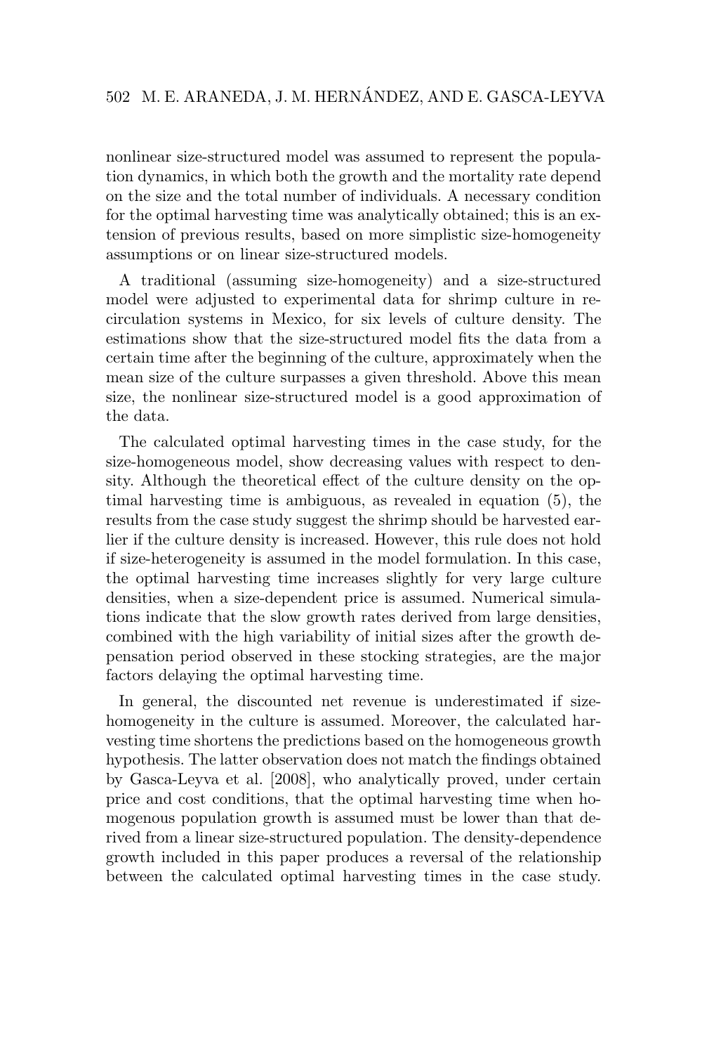nonlinear size-structured model was assumed to represent the population dynamics, in which both the growth and the mortality rate depend on the size and the total number of individuals. A necessary condition for the optimal harvesting time was analytically obtained; this is an extension of previous results, based on more simplistic size-homogeneity assumptions or on linear size-structured models.

A traditional (assuming size-homogeneity) and a size-structured model were adjusted to experimental data for shrimp culture in recirculation systems in Mexico, for six levels of culture density. The estimations show that the size-structured model fits the data from a certain time after the beginning of the culture, approximately when the mean size of the culture surpasses a given threshold. Above this mean size, the nonlinear size-structured model is a good approximation of the data.

The calculated optimal harvesting times in the case study, for the size-homogeneous model, show decreasing values with respect to density. Although the theoretical effect of the culture density on the optimal harvesting time is ambiguous, as revealed in equation (5), the results from the case study suggest the shrimp should be harvested earlier if the culture density is increased. However, this rule does not hold if size-heterogeneity is assumed in the model formulation. In this case, the optimal harvesting time increases slightly for very large culture densities, when a size-dependent price is assumed. Numerical simulations indicate that the slow growth rates derived from large densities, combined with the high variability of initial sizes after the growth depensation period observed in these stocking strategies, are the major factors delaying the optimal harvesting time.

In general, the discounted net revenue is underestimated if size-homogeneity in the culture is assumed. Moreover, the calculated harvesting time shortens the predictions based on the homogeneous growth hypothesis. The latter observation does not match the findings obtained by Gasca-Leyva et al. [2008], who analytically proved, under certain price and cost conditions, that the optimal harvesting time when homogenous population growth is assumed must be lower than that derived from a linear size-structured population. The density-dependence growth included in this paper produces a reversal of the relationship between the calculated optimal harvesting times in the case study.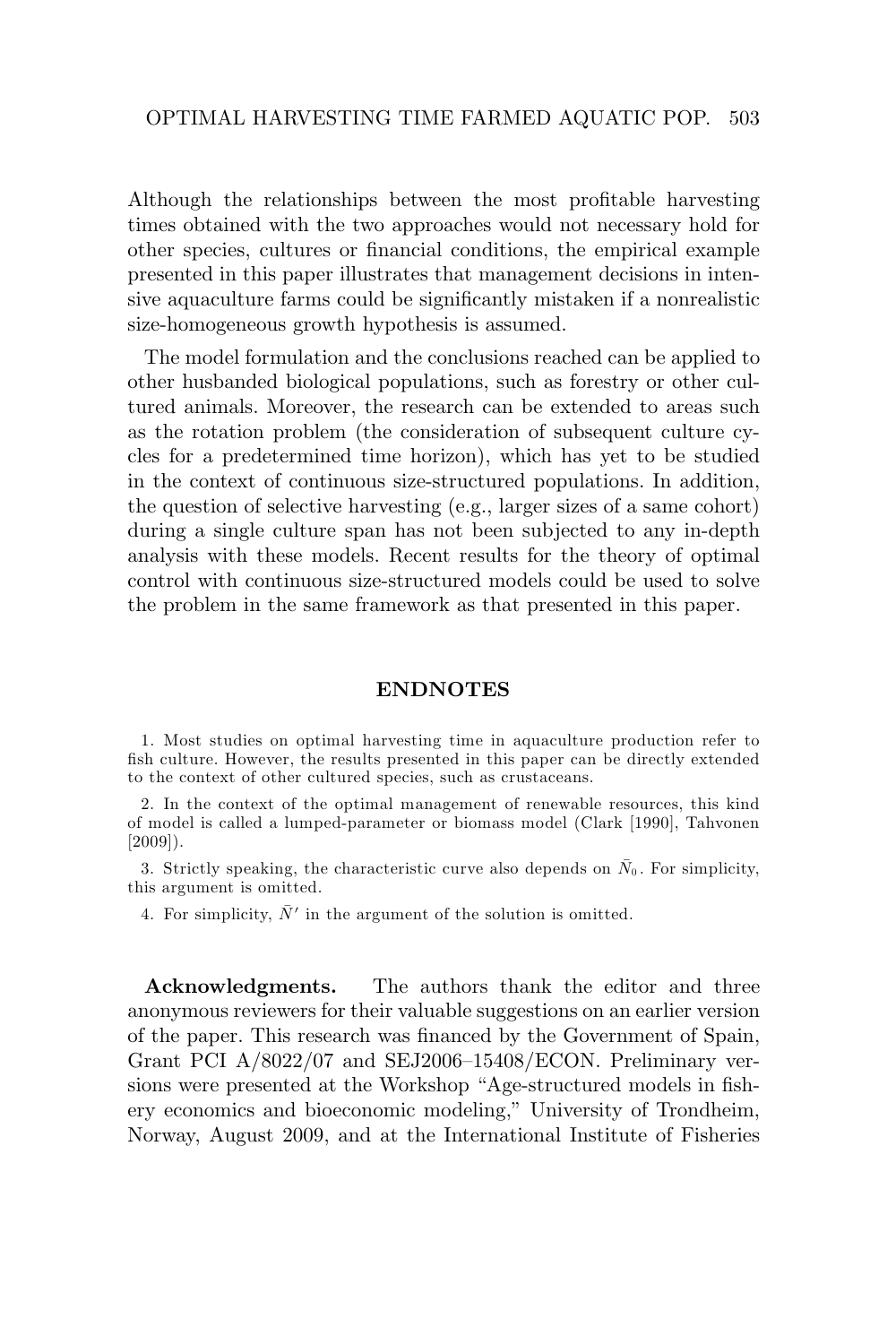Although the relationships between the most profitable harvesting times obtained with the two approaches would not necessary hold for other species, cultures or financial conditions, the empirical example presented in this paper illustrates that management decisions in intensive aquaculture farms could be significantly mistaken if a nonrealistic size-homogeneous growth hypothesis is assumed.

The model formulation and the conclusions reached can be applied to other husbanded biological populations, such as forestry or other cultured animals. Moreover, the research can be extended to areas such as the rotation problem (the consideration of subsequent culture cycles for a predetermined time horizon), which has yet to be studied in the context of continuous size-structured populations. In addition, the question of selective harvesting (e.g., larger sizes of a same cohort) during a single culture span has not been subjected to any in-depth analysis with these models. Recent results for the theory of optimal control with continuous size-structured models could be used to solve the problem in the same framework as that presented in this paper.

## ENDNOTES

1. Most studies on optimal harvesting time in aquaculture production refer to fish culture. However, the results presented in this paper can be directly extended to the context of other cultured species, such as crustaceans.

2. In the context of the optimal management of renewable resources, this kind of model is called a lumped-parameter or biomass model (Clark [1990], Tahvonen [2009]).

3. Strictly speaking, the characteristic curve also depends on $\bar{N}_0$. For simplicity, this argument is omitted.

4. For simplicity, $\bar{N}'$ in the argument of the solution is omitted.

**Acknowledgments.** The authors thank the editor and three anonymous reviewers for their valuable suggestions on an earlier version of the paper. This research was financed by the Government of Spain, Grant PCI A/8022/07 and SEJ2006–15408/ECON. Preliminary versions were presented at the Workshop "Age-structured models in fishery economics and bioeconomic modeling," University of Trondheim, Norway, August 2009, and at the International Institute of Fisheries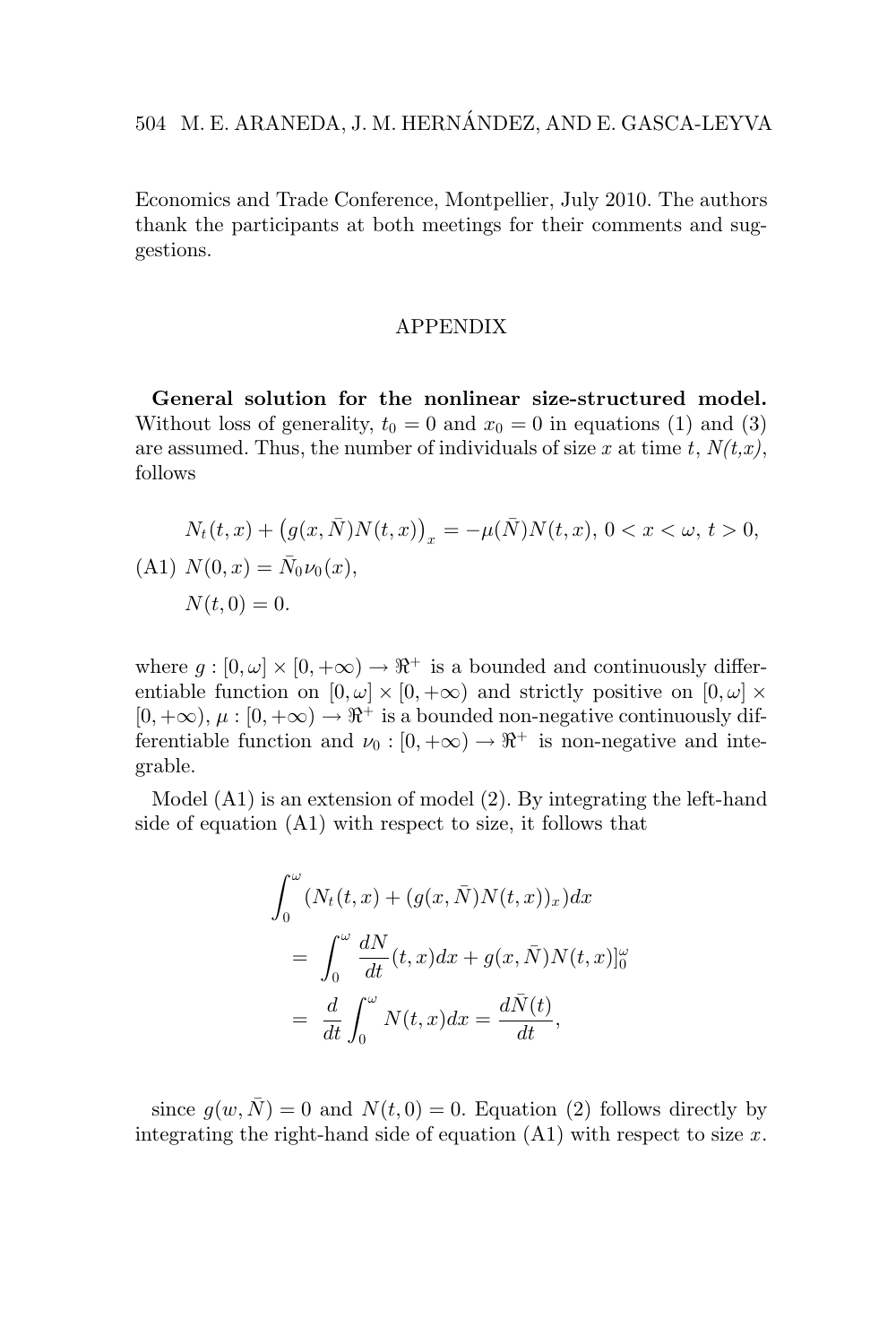Economics and Trade Conference, Montpellier, July 2010. The authors thank the participants at both meetings for their comments and suggestions.

## APPENDIX

**General solution for the nonlinear size-structured model.** Without loss of generality, $t_0 = 0$ and $x_0 = 0$ in equations (1) and (3) are assumed. Thus, the number of individuals of size $x$ at time $t$, *N(t,x)*, follows

$$
\begin{aligned}
&N_t(t,x) + \big(g(x,\bar{N})N(t,x)\big)_x = -\mu(\bar{N})N(t,x),\ 0 < x < \omega,\ t > 0, \\
\text{(A1)}\quad &N(0,x) = \bar{N}_0\nu_0(x), \\
&N(t,0) = 0.
\end{aligned}
$$

where $g : [0,\omega] \times [0,+\infty) \to \Re^+$ is a bounded and continuously differentiable function on $[0,\omega] \times [0,+\infty)$ and strictly positive on $[0,\omega] \times [0,+\infty)$, $\mu : [0,+\infty) \to \Re^+$ is a bounded non-negative continuously differentiable function and $\nu_0 : [0,+\infty) \to \Re^+$ is non-negative and integrable.

Model (A1) is an extension of model (2). By integrating the left-hand side of equation (A1) with respect to size, it follows that

$$
\begin{aligned}
&\int_0^\omega (N_t(t,x) + (g(x,\bar{N})N(t,x))_x)dx \\
&\quad = \int_0^\omega \frac{dN}{dt}(t,x)dx + g(x,\bar{N})N(t,x)]_0^\omega \\
&\quad = \frac{d}{dt}\int_0^\omega N(t,x)dx = \frac{d\bar{N}(t)}{dt},
\end{aligned}
$$

since $g(w,\bar{N}) = 0$ and $N(t,0) = 0$. Equation (2) follows directly by integrating the right-hand side of equation (A1) with respect to size $x$.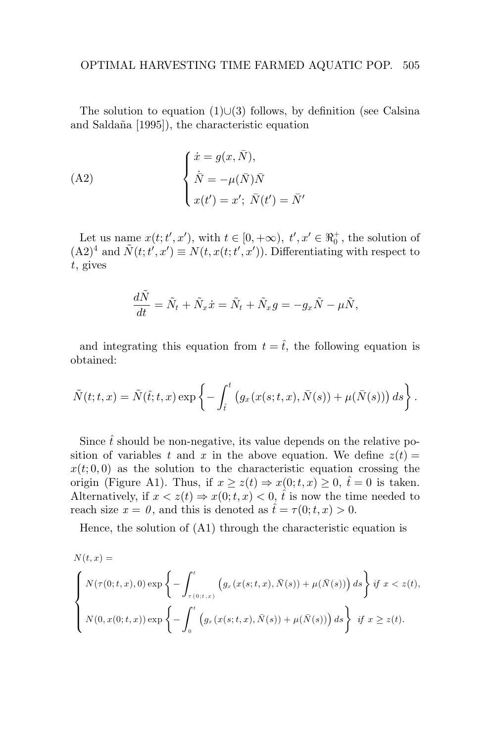The solution to equation (1)∪(3) follows, by definition (see Calsina and Saldaña [1995]), the characteristic equation

$$
\text{(A2)} \qquad \begin{cases} \dot{x} = g(x, \bar{N}), \\ \dot{\bar{N}} = -\mu(\bar{N})\bar{N} \\ x(t') = x';\ \bar{N}(t') = \bar{N}' \end{cases}
$$

Let us name $x(t; t', x')$, with $t \in [0, +\infty)$, $t', x' \in \Re_0^+$, the solution of (A2)[4] and $\tilde{N}(t; t', x') \equiv N(t, x(t; t', x'))$. Differentiating with respect to $t$, gives

$$
\frac{d\tilde{N}}{dt} = \tilde{N}_t + \tilde{N}_x \dot{x} = \tilde{N}_t + \tilde{N}_x g = -g_x \tilde{N} - \mu \tilde{N},
$$

and integrating this equation from $t = \hat{t}$, the following equation is obtained:

$$
\tilde{N}(t; t, x) = \tilde{N}(\hat{t}; t, x) \exp\left\{ -\int_{\hat{t}}^{t} \left( g_x(x(s; t, x), \bar{N}(s)) + \mu(\bar{N}(s)) \right) ds \right\}.
$$

Since $\hat{t}$ should be non-negative, its value depends on the relative position of variables $t$ and $x$ in the above equation. We define $z(t) = x(t; 0, 0)$ as the solution to the characteristic equation crossing the origin (Figure A1). Thus, if $x \geq z(t) \Rightarrow x(0; t, x) \geq 0$, $\hat{t} = 0$ is taken. Alternatively, if $x < z(t) \Rightarrow x(0; t, x) < 0$, $\hat{t}$ is now the time needed to reach size $x = 0$, and this is denoted as $\hat{t} = \tau(0; t, x) > 0$.

Hence, the solution of (A1) through the characteristic equation is

$$
N(t, x) = \begin{cases} N(\tau(0; t, x), 0) \exp\left\{ -\displaystyle\int_{\tau(0; t, x)}^{t} \left( g_x(x(s; t, x), \bar{N}(s)) + \mu(\bar{N}(s)) \right) ds \right\} & \textit{if } x < z(t), \\ N(0, x(0; t, x)) \exp\left\{ -\displaystyle\int_{0}^{t} \left( g_x(x(s; t, x), \bar{N}(s)) + \mu(\bar{N}(s)) \right) ds \right\} & \textit{if } x \geq z(t). \end{cases}
$$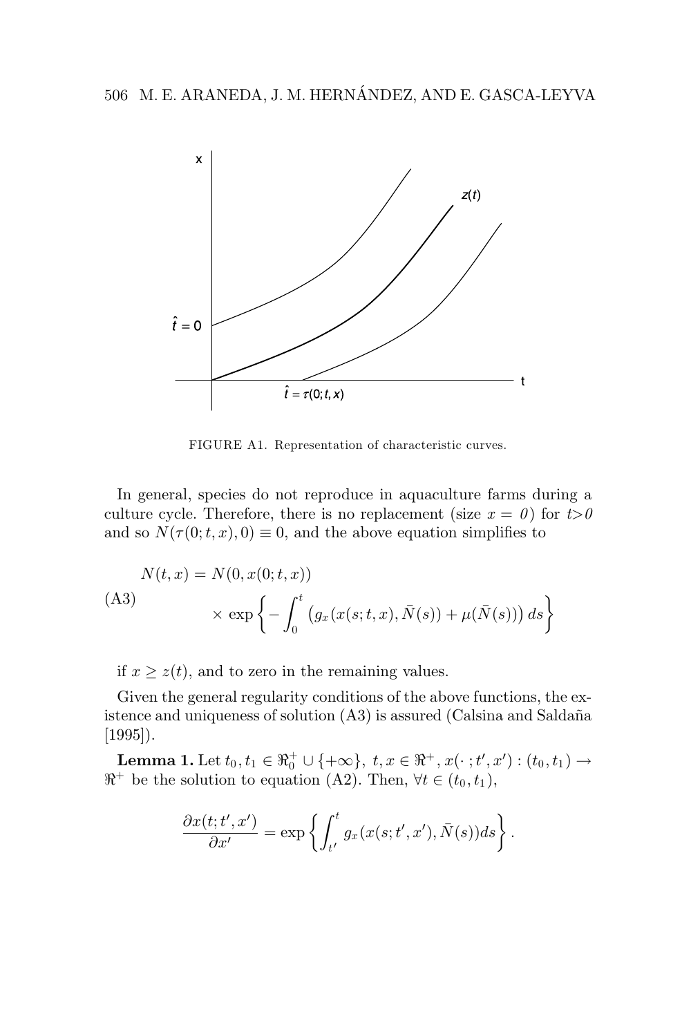FIGURE A1. Representation of characteristic curves.

In general, species do not reproduce in aquaculture farms during a culture cycle. Therefore, there is no replacement (size $x = 0$) for $t>0$ and so $N(\tau(0;t,x),0) \equiv 0$, and the above equation simplifies to

$$N(t,x) = N(0, x(0;t,x)) \times \exp\left\{ -\int_0^t \left( g_x(x(s;t,x), \bar{N}(s)) + \mu(\bar{N}(s)) \right) ds \right\} \tag{A3}$$

if $x \geq z(t)$, and to zero in the remaining values.

Given the general regularity conditions of the above functions, the existence and uniqueness of solution (A3) is assured (Calsina and Saldaña [1995]).

**Lemma 1.** Let $t_0, t_1 \in \Re_0^+ \cup \{+\infty\},\ t, x \in \Re^+, x(\cdot\,; t', x') : (t_0, t_1) \rightarrow \Re^+$ be the solution to equation (A2). Then, $\forall t \in (t_0, t_1)$,

$$\frac{\partial x(t;t',x')}{\partial x'} = \exp\left\{ \int_{t'}^t g_x(x(s;t',x'), \bar{N}(s)) ds \right\}.$$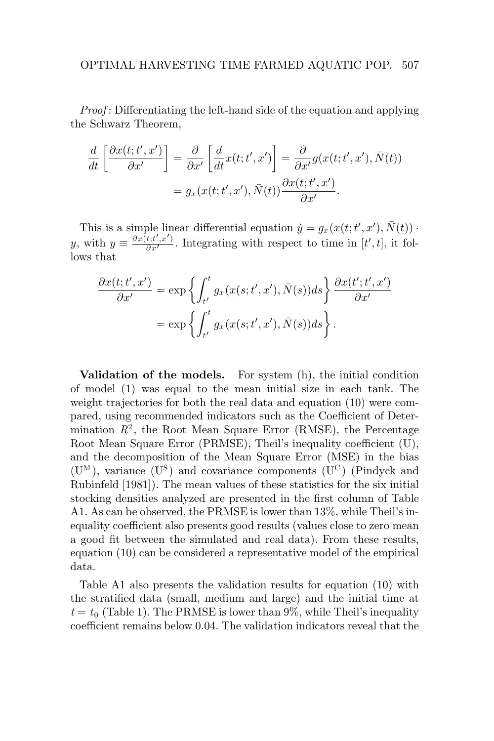*Proof*: Differentiating the left-hand side of the equation and applying the Schwarz Theorem,

$$\frac{d}{dt}\left[\frac{\partial x(t;t',x')}{\partial x'}\right] = \frac{\partial}{\partial x'}\left[\frac{d}{dt}x(t;t',x')\right] = \frac{\partial}{\partial x'}g(x(t;t',x'),\bar{N}(t))$$
$$= g_x(x(t;t',x'),\bar{N}(t))\frac{\partial x(t;t',x')}{\partial x'}.$$

This is a simple linear differential equation $\dot{y} = g_x(x(t;t',x'),\bar{N}(t)) \cdot y$, with $y \equiv \frac{\partial x(t;t',x')}{\partial x'}$. Integrating with respect to time in $[t',t]$, it follows that

$$\frac{\partial x(t;t',x')}{\partial x'} = \exp\left\{\int_{t'}^{t} g_x(x(s;t',x'),\bar{N}(s))ds\right\}\frac{\partial x(t';t',x')}{\partial x'}$$
$$= \exp\left\{\int_{t'}^{t} g_x(x(s;t',x'),\bar{N}(s))ds\right\}.$$

**Validation of the models.** For system (h), the initial condition of model (1) was equal to the mean initial size in each tank. The weight trajectories for both the real data and equation (10) were compared, using recommended indicators such as the Coefficient of Determination $R^2$, the Root Mean Square Error (RMSE), the Percentage Root Mean Square Error (PRMSE), Theil's inequality coefficient (U), and the decomposition of the Mean Square Error (MSE) in the bias ($U^M$), variance ($U^S$) and covariance components ($U^C$) (Pindyck and Rubinfeld [1981]). The mean values of these statistics for the six initial stocking densities analyzed are presented in the first column of Table A1. As can be observed, the PRMSE is lower than 13%, while Theil's inequality coefficient also presents good results (values close to zero mean a good fit between the simulated and real data). From these results, equation (10) can be considered a representative model of the empirical data.

Table A1 also presents the validation results for equation (10) with the stratified data (small, medium and large) and the initial time at $t = t_0$ (Table 1). The PRMSE is lower than 9%, while Theil's inequality coefficient remains below 0.04. The validation indicators reveal that the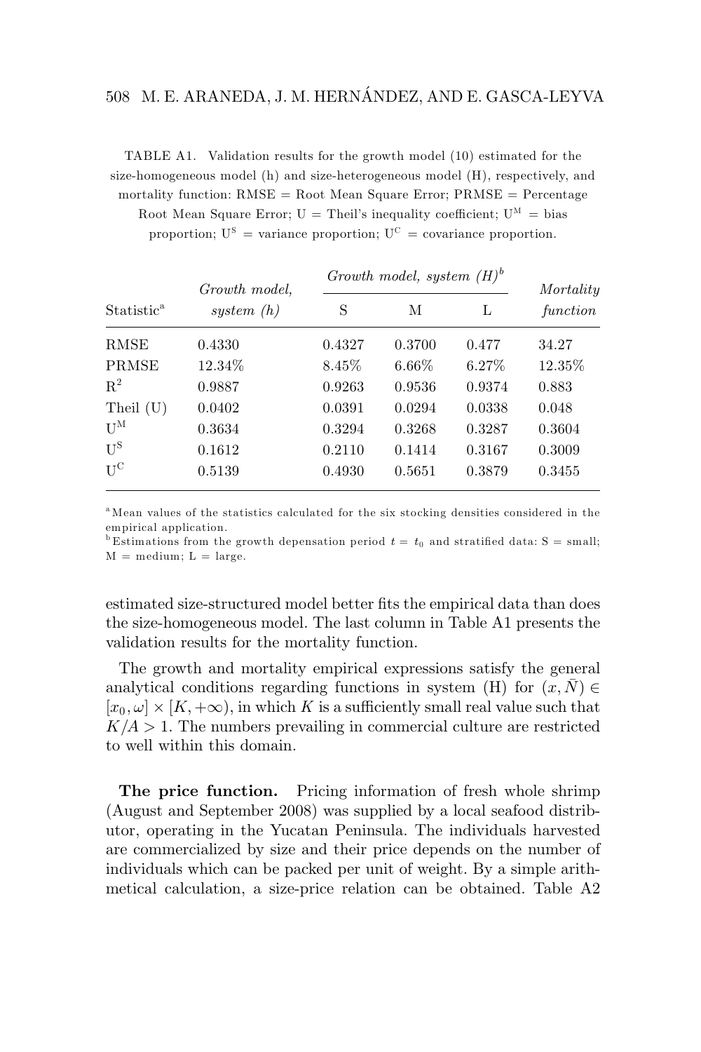TABLE A1. Validation results for the growth model (10) estimated for the size-homogeneous model (h) and size-heterogeneous model (H), respectively, and mortality function: RMSE = Root Mean Square Error; PRMSE = Percentage Root Mean Square Error; U = Theil's inequality coefficient; $U^M$ = bias proportion; $U^S$ = variance proportion; $U^C$ = covariance proportion.

| Statistic[a] | *Growth model, system (h)* | *Growth model, system (H)*[b] | | | *Mortality function* |
|---|---|---|---|---|---|
| | | S | M | L | |
| RMSE | 0.4330 | 0.4327 | 0.3700 | 0.477 | 34.27 |
| PRMSE | 12.34% | 8.45% | 6.66% | 6.27% | 12.35% |
| $R^2$ | 0.9887 | 0.9263 | 0.9536 | 0.9374 | 0.883 |
| Theil (U) | 0.0402 | 0.0391 | 0.0294 | 0.0338 | 0.048 |
| $U^M$ | 0.3634 | 0.3294 | 0.3268 | 0.3287 | 0.3604 |
| $U^S$ | 0.1612 | 0.2110 | 0.1414 | 0.3167 | 0.3009 |
| $U^C$ | 0.5139 | 0.4930 | 0.5651 | 0.3879 | 0.3455 |

[a] Mean values of the statistics calculated for the six stocking densities considered in the empirical application.
[b] Estimations from the growth depensation period $t = t_0$ and stratified data: S = small; M = medium; L = large.

estimated size-structured model better fits the empirical data than does the size-homogeneous model. The last column in Table A1 presents the validation results for the mortality function.

The growth and mortality empirical expressions satisfy the general analytical conditions regarding functions in system (H) for $(x, \bar{N}) \in [x_0, \omega] \times [K, +\infty)$, in which $K$ is a sufficiently small real value such that $K/A > 1$. The numbers prevailing in commercial culture are restricted to well within this domain.

**The price function.** Pricing information of fresh whole shrimp (August and September 2008) was supplied by a local seafood distributor, operating in the Yucatan Peninsula. The individuals harvested are commercialized by size and their price depends on the number of individuals which can be packed per unit of weight. By a simple arithmetical calculation, a size-price relation can be obtained. Table A2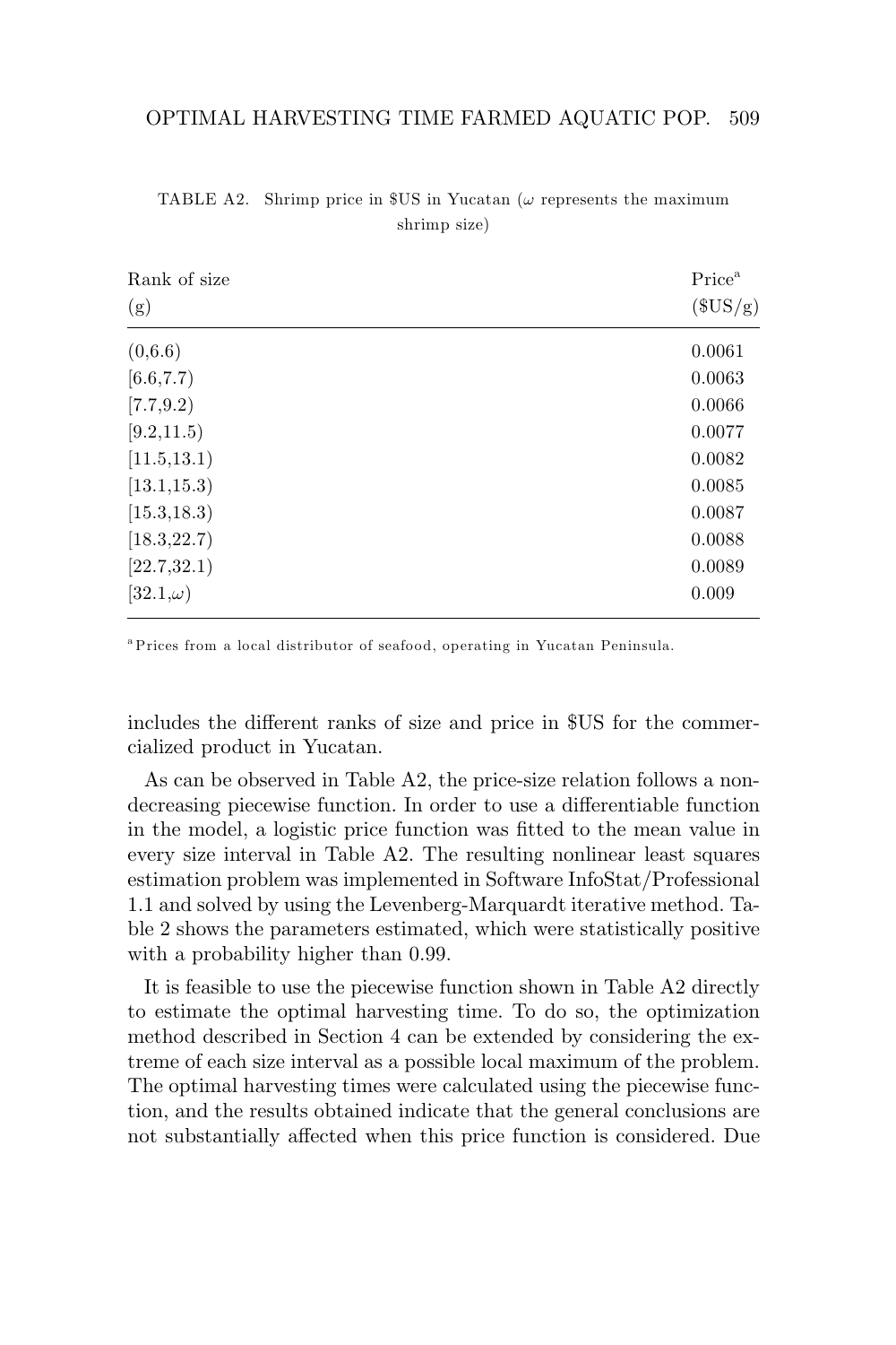TABLE A2. Shrimp price in $US in Yucatan ($\omega$ represents the maximum shrimp size)

| Rank of size (g) | Price[a] ($US/g) |
|---|---|
| (0,6.6) | 0.0061 |
| [6.6,7.7) | 0.0063 |
| [7.7,9.2) | 0.0066 |
| [9.2,11.5) | 0.0077 |
| [11.5,13.1) | 0.0082 |
| [13.1,15.3) | 0.0085 |
| [15.3,18.3) | 0.0087 |
| [18.3,22.7) | 0.0088 |
| [22.7,32.1) | 0.0089 |
| [32.1,$\omega$) | 0.009 |

[a] Prices from a local distributor of seafood, operating in Yucatan Peninsula.

includes the different ranks of size and price in $US for the commercialized product in Yucatan.

As can be observed in Table A2, the price-size relation follows a nondecreasing piecewise function. In order to use a differentiable function in the model, a logistic price function was fitted to the mean value in every size interval in Table A2. The resulting nonlinear least squares estimation problem was implemented in Software InfoStat/Professional 1.1 and solved by using the Levenberg-Marquardt iterative method. Table 2 shows the parameters estimated, which were statistically positive with a probability higher than 0.99.

It is feasible to use the piecewise function shown in Table A2 directly to estimate the optimal harvesting time. To do so, the optimization method described in Section 4 can be extended by considering the extreme of each size interval as a possible local maximum of the problem. The optimal harvesting times were calculated using the piecewise function, and the results obtained indicate that the general conclusions are not substantially affected when this price function is considered. Due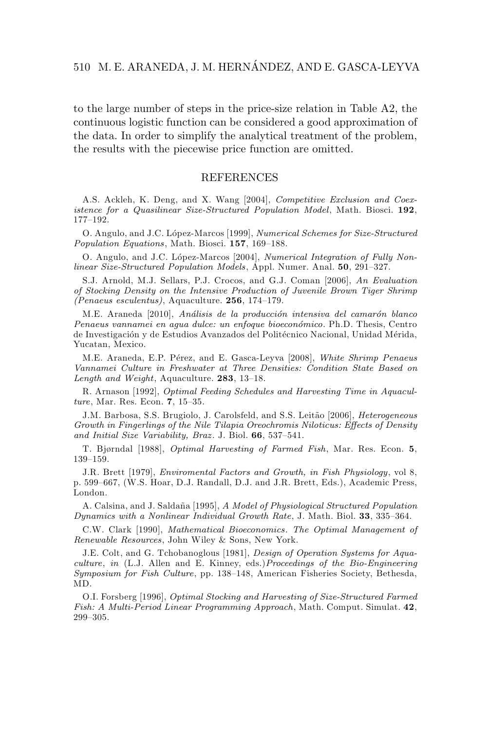to the large number of steps in the price-size relation in Table A2, the continuous logistic function can be considered a good approximation of the data. In order to simplify the analytical treatment of the problem, the results with the piecewise price function are omitted.

## REFERENCES

A.S. Ackleh, K. Deng, and X. Wang [2004], *Competitive Exclusion and Coexistence for a Quasilinear Size-Structured Population Model*, Math. Biosci. **192**, 177–192.

O. Angulo, and J.C. López-Marcos [1999], *Numerical Schemes for Size-Structured Population Equations*, Math. Biosci. **157**, 169–188.

O. Angulo, and J.C. López-Marcos [2004], *Numerical Integration of Fully Nonlinear Size-Structured Population Models*, Appl. Numer. Anal. **50**, 291–327.

S.J. Arnold, M.J. Sellars, P.J. Crocos, and G.J. Coman [2006], *An Evaluation of Stocking Density on the Intensive Production of Juvenile Brown Tiger Shrimp (Penaeus esculentus)*, Aquaculture. **256**, 174–179.

M.E. Araneda [2010], *Análisis de la producción intensiva del camarón blanco Penaeus vannamei en agua dulce: un enfoque bioeconómico*. Ph.D. Thesis, Centro de Investigación y de Estudios Avanzados del Politécnico Nacional, Unidad Mérida, Yucatan, Mexico.

M.E. Araneda, E.P. Pérez, and E. Gasca-Leyva [2008], *White Shrimp Penaeus Vannamei Culture in Freshwater at Three Densities: Condition State Based on Length and Weight*, Aquaculture. **283**, 13–18.

R. Arnason [1992], *Optimal Feeding Schedules and Harvesting Time in Aquaculture*, Mar. Res. Econ. **7**, 15–35.

J.M. Barbosa, S.S. Brugiolo, J. Carolsfeld, and S.S. Leitão [2006], *Heterogeneous Growth in Fingerlings of the Nile Tilapia Oreochromis Niloticus: Effects of Density and Initial Size Variability, Braz.* J. Biol. **66**, 537–541.

T. Bjørndal [1988], *Optimal Harvesting of Farmed Fish*, Mar. Res. Econ. **5**, 139–159.

J.R. Brett [1979], *Enviromental Factors and Growth, in Fish Physiology*, vol 8, p. 599–667, (W.S. Hoar, D.J. Randall, D.J. and J.R. Brett, Eds.), Academic Press, London.

A. Calsina, and J. Saldaña [1995], *A Model of Physiological Structured Population Dynamics with a Nonlinear Individual Growth Rate*, J. Math. Biol. **33**, 335–364.

C.W. Clark [1990], *Mathematical Bioeconomics. The Optimal Management of Renewable Resources*, John Wiley & Sons, New York.

J.E. Colt, and G. Tchobanoglous [1981], *Design of Operation Systems for Aquaculture*, *in* (L.J. Allen and E. Kinney, eds.)*Proceedings of the Bio-Engineering Symposium for Fish Culture*, pp. 138–148, American Fisheries Society, Bethesda, MD.

O.I. Forsberg [1996], *Optimal Stocking and Harvesting of Size-Structured Farmed Fish: A Multi-Period Linear Programming Approach*, Math. Comput. Simulat. **42**, 299–305.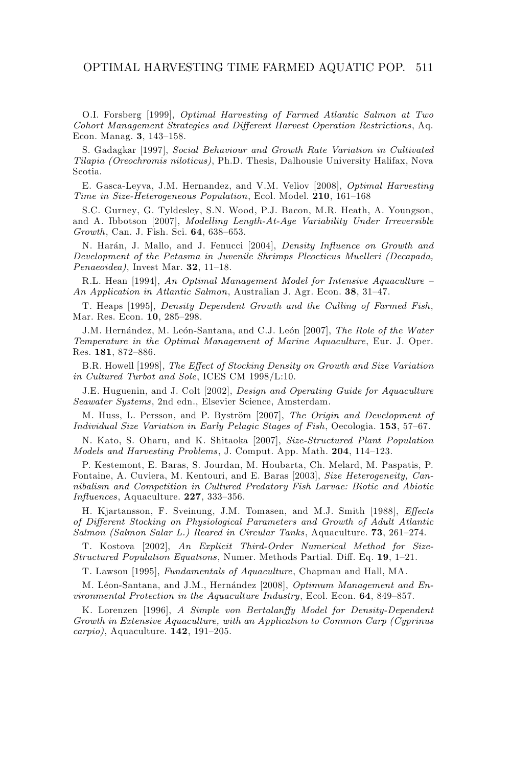O.I. Forsberg [1999], *Optimal Harvesting of Farmed Atlantic Salmon at Two Cohort Management Strategies and Different Harvest Operation Restrictions*, Aq. Econ. Manag. **3**, 143–158.

S. Gadagkar [1997], *Social Behaviour and Growth Rate Variation in Cultivated Tilapia (Oreochromis niloticus)*, Ph.D. Thesis, Dalhousie University Halifax, Nova Scotia.

E. Gasca-Leyva, J.M. Hernandez, and V.M. Veliov [2008], *Optimal Harvesting Time in Size-Heterogeneous Population*, Ecol. Model. **210**, 161–168

S.C. Gurney, G. Tyldesley, S.N. Wood, P.J. Bacon, M.R. Heath, A. Youngson, and A. Ibbotson [2007], *Modelling Length-At-Age Variability Under Irreversible Growth*, Can. J. Fish. Sci. **64**, 638–653.

N. Harán, J. Mallo, and J. Fenucci [2004], *Density Influence on Growth and Development of the Petasma in Juvenile Shrimps Pleocticus Muelleri (Decapada, Penaeoidea)*, Invest Mar. **32**, 11–18.

R.L. Hean [1994], *An Optimal Management Model for Intensive Aquaculture – An Application in Atlantic Salmon*, Australian J. Agr. Econ. **38**, 31–47.

T. Heaps [1995], *Density Dependent Growth and the Culling of Farmed Fish*, Mar. Res. Econ. **10**, 285–298.

J.M. Hernández, M. León-Santana, and C.J. León [2007], *The Role of the Water Temperature in the Optimal Management of Marine Aquaculture*, Eur. J. Oper. Res. **181**, 872–886.

B.R. Howell [1998], *The Effect of Stocking Density on Growth and Size Variation in Cultured Turbot and Sole*, ICES CM 1998/L:10.

J.E. Huguenin, and J. Colt [2002], *Design and Operating Guide for Aquaculture Seawater Systems*, 2nd edn., Elsevier Science, Amsterdam.

M. Huss, L. Persson, and P. Byström [2007], *The Origin and Development of Individual Size Variation in Early Pelagic Stages of Fish*, Oecologia. **153**, 57–67.

N. Kato, S. Oharu, and K. Shitaoka [2007], *Size-Structured Plant Population Models and Harvesting Problems*, J. Comput. App. Math. **204**, 114–123.

P. Kestemont, E. Baras, S. Jourdan, M. Houbarta, Ch. Melard, M. Paspatis, P. Fontaine, A. Cuviera, M. Kentouri, and E. Baras [2003], *Size Heterogeneity, Cannibalism and Competition in Cultured Predatory Fish Larvae: Biotic and Abiotic Influences*, Aquaculture. **227**, 333–356.

H. Kjartansson, F. Sveinung, J.M. Tomasen, and M.J. Smith [1988], *Effects of Different Stocking on Physiological Parameters and Growth of Adult Atlantic Salmon (Salmon Salar L.) Reared in Circular Tanks*, Aquaculture. **73**, 261–274.

T. Kostova [2002], *An Explicit Third-Order Numerical Method for Size-Structured Population Equations*, Numer. Methods Partial. Diff. Eq. **19**, 1–21.

T. Lawson [1995], *Fundamentals of Aquaculture*, Chapman and Hall, MA.

M. Léon-Santana, and J.M., Hernández [2008], *Optimum Management and Environmental Protection in the Aquaculture Industry*, Ecol. Econ. **64**, 849–857.

K. Lorenzen [1996], *A Simple von Bertalanffy Model for Density-Dependent Growth in Extensive Aquaculture, with an Application to Common Carp (Cyprinus carpio)*, Aquaculture. **142**, 191–205.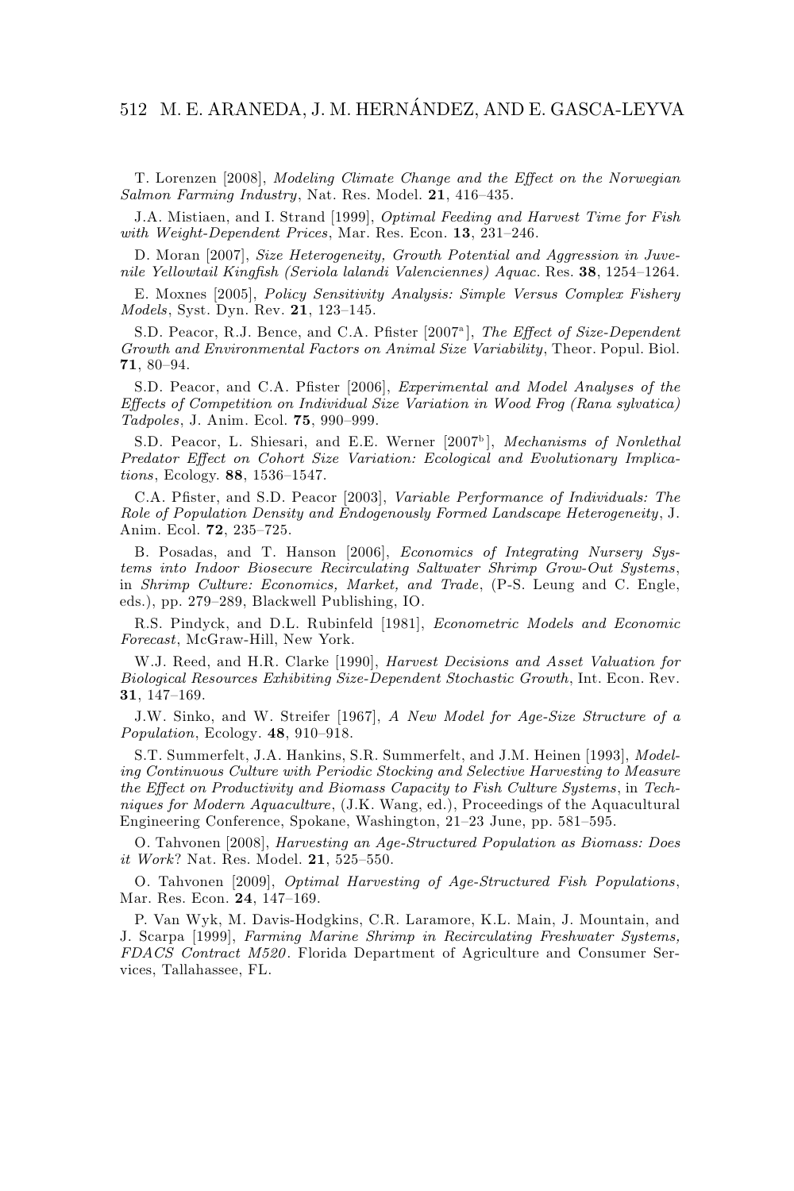T. Lorenzen [2008], *Modeling Climate Change and the Effect on the Norwegian Salmon Farming Industry*, Nat. Res. Model. **21**, 416–435.

J.A. Mistiaen, and I. Strand [1999], *Optimal Feeding and Harvest Time for Fish with Weight-Dependent Prices*, Mar. Res. Econ. **13**, 231–246.

D. Moran [2007], *Size Heterogeneity, Growth Potential and Aggression in Juvenile Yellowtail Kingfish (Seriola lalandi Valenciennes) Aquac.* Res. **38**, 1254–1264.

E. Moxnes [2005], *Policy Sensitivity Analysis: Simple Versus Complex Fishery Models*, Syst. Dyn. Rev. **21**, 123–145.

S.D. Peacor, R.J. Bence, and C.A. Pfister [2007[a]], *The Effect of Size-Dependent Growth and Environmental Factors on Animal Size Variability*, Theor. Popul. Biol. **71**, 80–94.

S.D. Peacor, and C.A. Pfister [2006], *Experimental and Model Analyses of the Effects of Competition on Individual Size Variation in Wood Frog (Rana sylvatica) Tadpoles*, J. Anim. Ecol. **75**, 990–999.

S.D. Peacor, L. Shiesari, and E.E. Werner [2007[b]], *Mechanisms of Nonlethal Predator Effect on Cohort Size Variation: Ecological and Evolutionary Implications*, Ecology. **88**, 1536–1547.

C.A. Pfister, and S.D. Peacor [2003], *Variable Performance of Individuals: The Role of Population Density and Endogenously Formed Landscape Heterogeneity*, J. Anim. Ecol. **72**, 235–725.

B. Posadas, and T. Hanson [2006], *Economics of Integrating Nursery Systems into Indoor Biosecure Recirculating Saltwater Shrimp Grow-Out Systems*, in *Shrimp Culture: Economics, Market, and Trade*, (P-S. Leung and C. Engle, eds.), pp. 279–289, Blackwell Publishing, IO.

R.S. Pindyck, and D.L. Rubinfeld [1981], *Econometric Models and Economic Forecast*, McGraw-Hill, New York.

W.J. Reed, and H.R. Clarke [1990], *Harvest Decisions and Asset Valuation for Biological Resources Exhibiting Size-Dependent Stochastic Growth*, Int. Econ. Rev. **31**, 147–169.

J.W. Sinko, and W. Streifer [1967], *A New Model for Age-Size Structure of a Population*, Ecology. **48**, 910–918.

S.T. Summerfelt, J.A. Hankins, S.R. Summerfelt, and J.M. Heinen [1993], *Modeling Continuous Culture with Periodic Stocking and Selective Harvesting to Measure the Effect on Productivity and Biomass Capacity to Fish Culture Systems*, in *Techniques for Modern Aquaculture*, (J.K. Wang, ed.), Proceedings of the Aquacultural Engineering Conference, Spokane, Washington, 21–23 June, pp. 581–595.

O. Tahvonen [2008], *Harvesting an Age-Structured Population as Biomass: Does it Work*? Nat. Res. Model. **21**, 525–550.

O. Tahvonen [2009], *Optimal Harvesting of Age-Structured Fish Populations*, Mar. Res. Econ. **24**, 147–169.

P. Van Wyk, M. Davis-Hodgkins, C.R. Laramore, K.L. Main, J. Mountain, and J. Scarpa [1999], *Farming Marine Shrimp in Recirculating Freshwater Systems, FDACS Contract M520*. Florida Department of Agriculture and Consumer Services, Tallahassee, FL.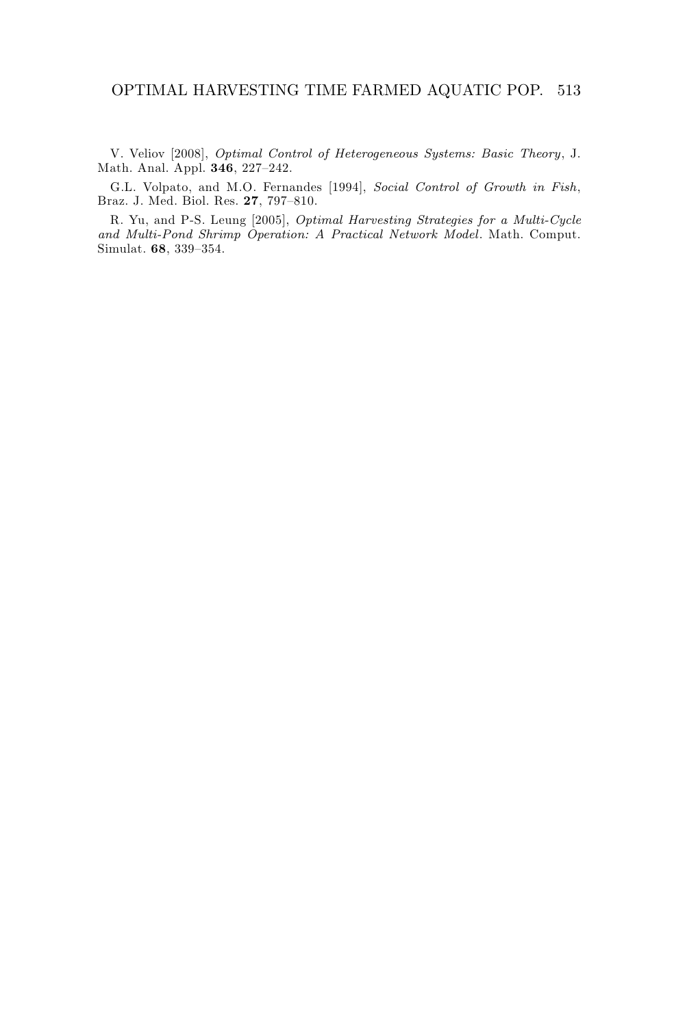V. Veliov [2008], *Optimal Control of Heterogeneous Systems: Basic Theory*, J. Math. Anal. Appl. **346**, 227–242.

G.L. Volpato, and M.O. Fernandes [1994], *Social Control of Growth in Fish*, Braz. J. Med. Biol. Res. **27**, 797–810.

R. Yu, and P-S. Leung [2005], *Optimal Harvesting Strategies for a Multi-Cycle and Multi-Pond Shrimp Operation: A Practical Network Model*. Math. Comput. Simulat. **68**, 339–354.